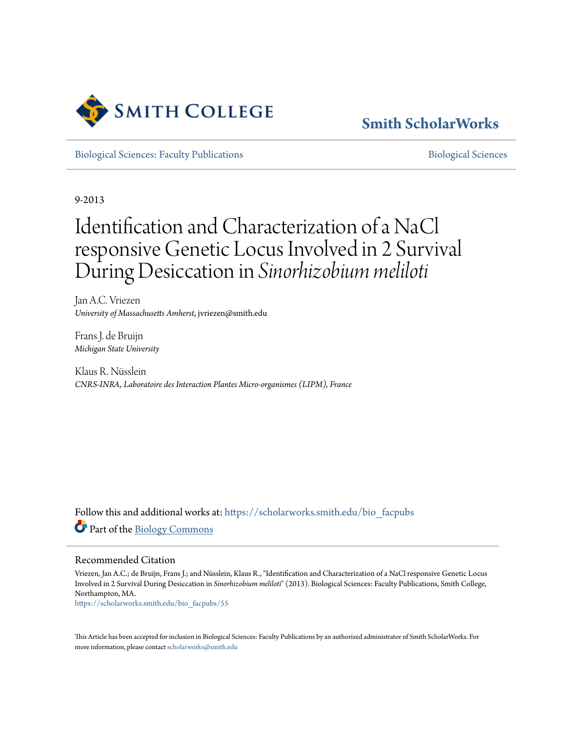Smith ScholarWorks

Biological Sciences: Faculty Publications

Biological Sciences

9-2013

# Identification and Characterization of a NaCl responsive Genetic Locus Involved in 2 Survival During Desiccation in *Sinorhizobium meliloti*

Jan A.C. Vriezen
*University of Massachusetts Amherst*, jvriezen@smith.edu

Frans J. de Bruijn
*Michigan State University*

Klaus R. Nüsslein
*CNRS-INRA, Laboratoire des Interaction Plantes Micro-organismes (LIPM), France*

Follow this and additional works at: https://scholarworks.smith.edu/bio_facpubs

Part of the Biology Commons

## Recommended Citation

Vriezen, Jan A.C.; de Bruijn, Frans J.; and Nüsslein, Klaus R., "Identification and Characterization of a NaCl responsive Genetic Locus Involved in 2 Survival During Desiccation in *Sinorhizobium meliloti*" (2013). Biological Sciences: Faculty Publications, Smith College, Northampton, MA.
https://scholarworks.smith.edu/bio_facpubs/55

This Article has been accepted for inclusion in Biological Sciences: Faculty Publications by an authorized administrator of Smith ScholarWorks. For more information, please contact scholarworks@smith.edu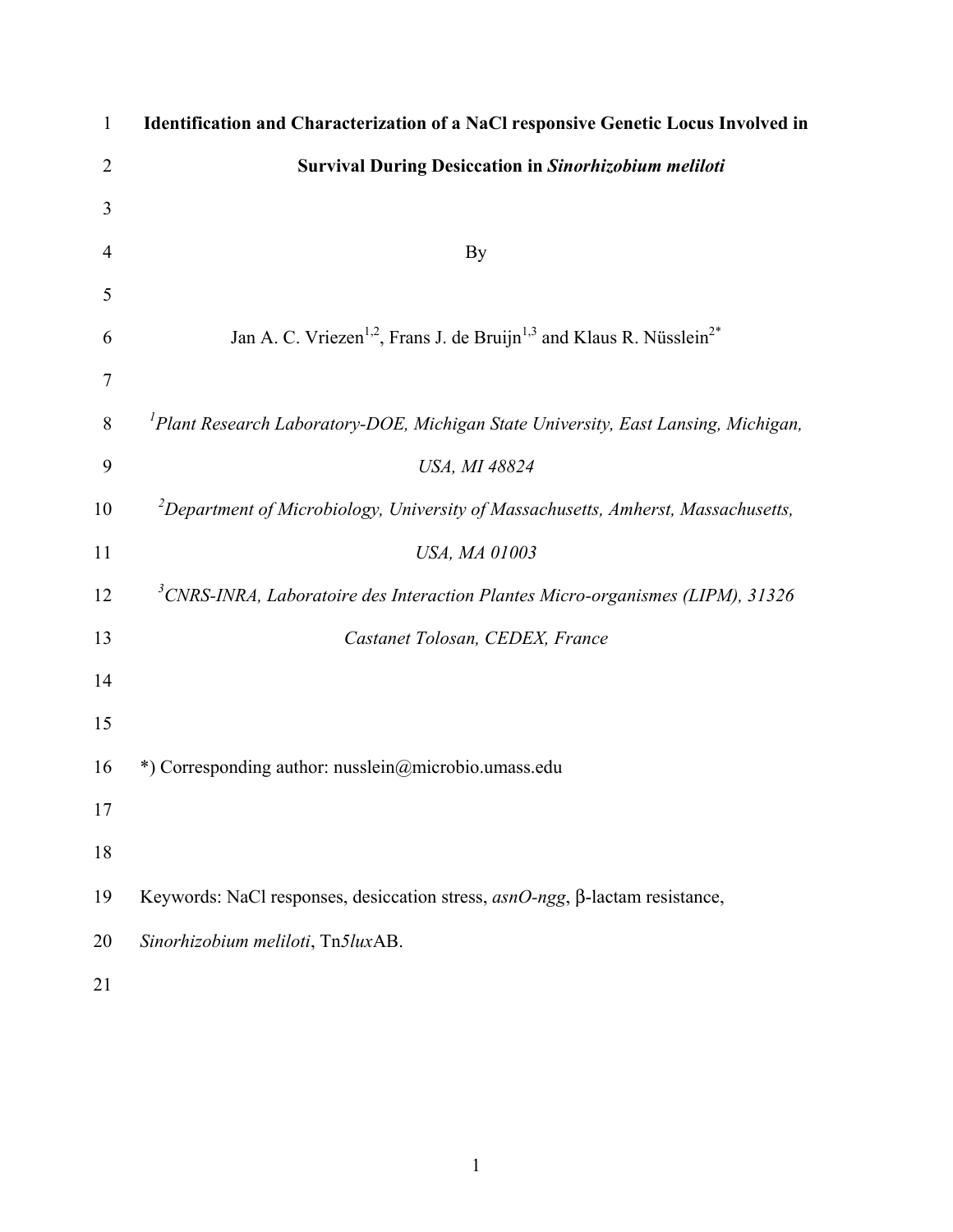# Identification and Characterization of a NaCl responsive Genetic Locus Involved in Survival During Desiccation in *Sinorhizobium meliloti*

By

Jan A. C. Vriezen[1,2], Frans J. de Bruijn[1,3] and Klaus R. Nüsslein[2*]

[1]*Plant Research Laboratory-DOE, Michigan State University, East Lansing, Michigan, USA, MI 48824*

[2]*Department of Microbiology, University of Massachusetts, Amherst, Massachusetts, USA, MA 01003*

[3]*CNRS-INRA, Laboratoire des Interaction Plantes Micro-organismes (LIPM), 31326 Castanet Tolosan, CEDEX, France*

*) Corresponding author: nusslein@microbio.umass.edu

Keywords: NaCl responses, desiccation stress, *asnO-ngg*, β-lactam resistance, *Sinorhizobium meliloti*, Tn*5lux*AB.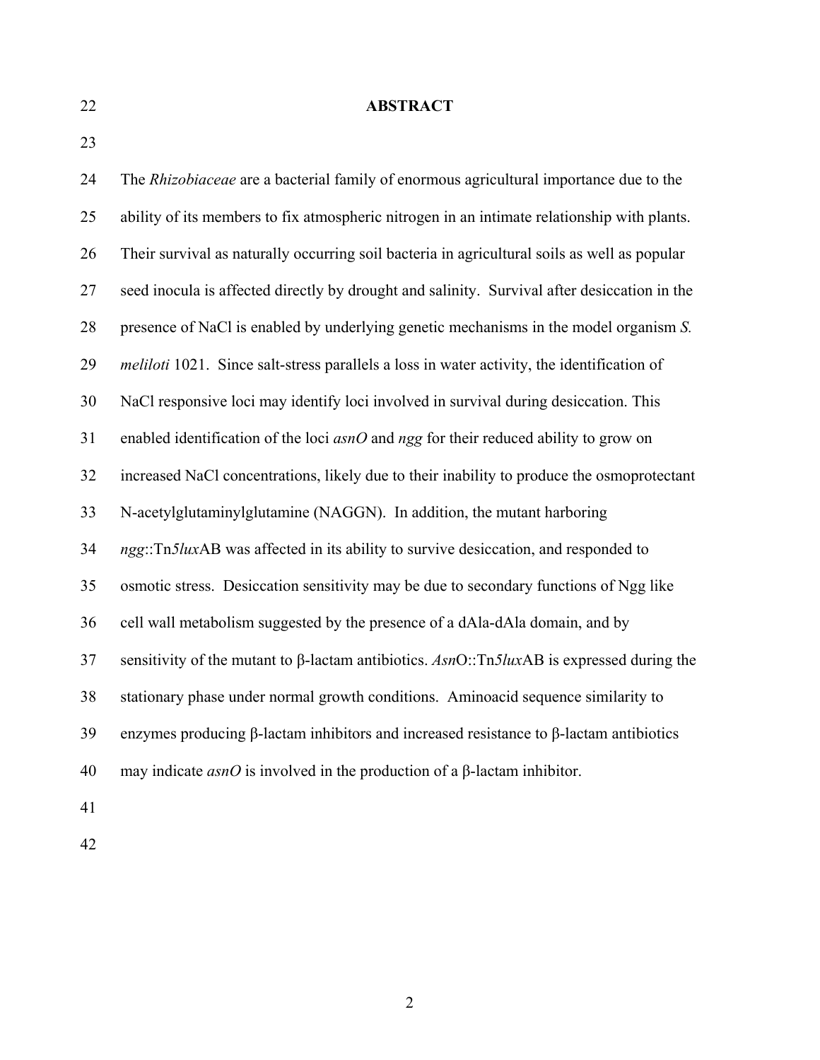# ABSTRACT

The *Rhizobiaceae* are a bacterial family of enormous agricultural importance due to the ability of its members to fix atmospheric nitrogen in an intimate relationship with plants. Their survival as naturally occurring soil bacteria in agricultural soils as well as popular seed inocula is affected directly by drought and salinity. Survival after desiccation in the presence of NaCl is enabled by underlying genetic mechanisms in the model organism *S. meliloti* 1021. Since salt-stress parallels a loss in water activity, the identification of NaCl responsive loci may identify loci involved in survival during desiccation. This enabled identification of the loci *asnO* and *ngg* for their reduced ability to grow on increased NaCl concentrations, likely due to their inability to produce the osmoprotectant N-acetylglutaminylglutamine (NAGGN). In addition, the mutant harboring *ngg*::Tn*5lux*AB was affected in its ability to survive desiccation, and responded to osmotic stress. Desiccation sensitivity may be due to secondary functions of Ngg like cell wall metabolism suggested by the presence of a dAla-dAla domain, and by sensitivity of the mutant to β-lactam antibiotics. *Asn*O::Tn*5lux*AB is expressed during the stationary phase under normal growth conditions. Aminoacid sequence similarity to enzymes producing β-lactam inhibitors and increased resistance to β-lactam antibiotics may indicate *asnO* is involved in the production of a β-lactam inhibitor.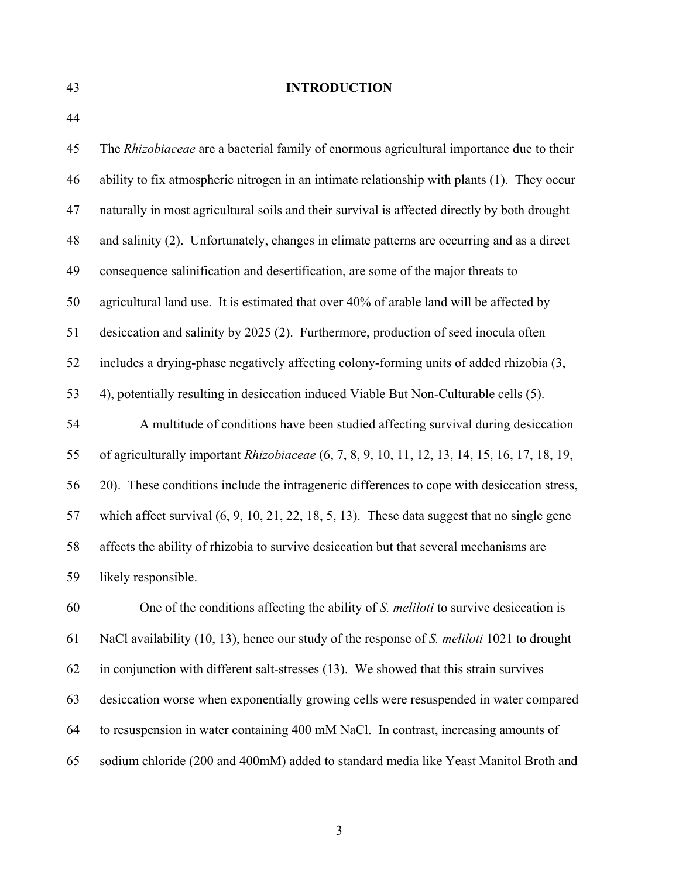## INTRODUCTION

The *Rhizobiaceae* are a bacterial family of enormous agricultural importance due to their ability to fix atmospheric nitrogen in an intimate relationship with plants (1). They occur naturally in most agricultural soils and their survival is affected directly by both drought and salinity (2). Unfortunately, changes in climate patterns are occurring and as a direct consequence salinification and desertification, are some of the major threats to agricultural land use. It is estimated that over 40% of arable land will be affected by desiccation and salinity by 2025 (2). Furthermore, production of seed inocula often includes a drying-phase negatively affecting colony-forming units of added rhizobia (3, 4), potentially resulting in desiccation induced Viable But Non-Culturable cells (5).

A multitude of conditions have been studied affecting survival during desiccation of agriculturally important *Rhizobiaceae* (6, 7, 8, 9, 10, 11, 12, 13, 14, 15, 16, 17, 18, 19, 20). These conditions include the intrageneric differences to cope with desiccation stress, which affect survival (6, 9, 10, 21, 22, 18, 5, 13). These data suggest that no single gene affects the ability of rhizobia to survive desiccation but that several mechanisms are likely responsible.

One of the conditions affecting the ability of *S. meliloti* to survive desiccation is NaCl availability (10, 13), hence our study of the response of *S. meliloti* 1021 to drought in conjunction with different salt-stresses (13). We showed that this strain survives desiccation worse when exponentially growing cells were resuspended in water compared to resuspension in water containing 400 mM NaCl. In contrast, increasing amounts of sodium chloride (200 and 400mM) added to standard media like Yeast Manitol Broth and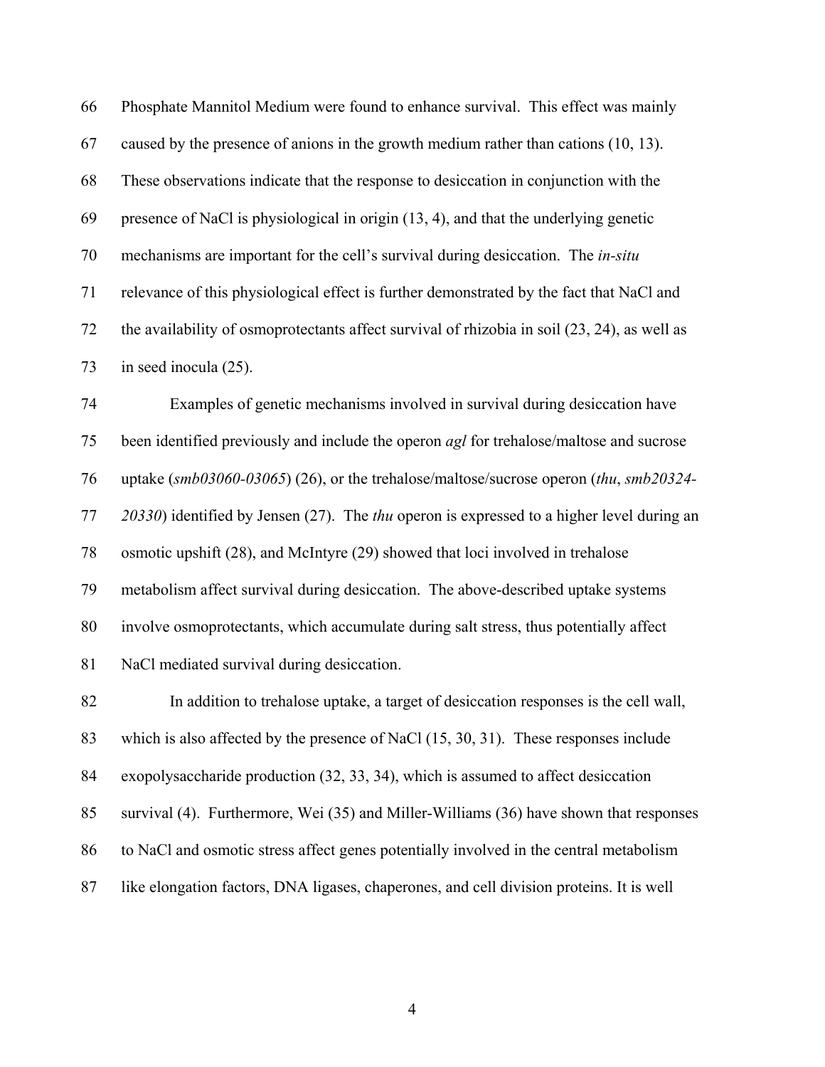Phosphate Mannitol Medium were found to enhance survival. This effect was mainly caused by the presence of anions in the growth medium rather than cations (10, 13). These observations indicate that the response to desiccation in conjunction with the presence of NaCl is physiological in origin (13, 4), and that the underlying genetic mechanisms are important for the cell's survival during desiccation. The *in-situ* relevance of this physiological effect is further demonstrated by the fact that NaCl and the availability of osmoprotectants affect survival of rhizobia in soil (23, 24), as well as in seed inocula (25).

Examples of genetic mechanisms involved in survival during desiccation have been identified previously and include the operon *agl* for trehalose/maltose and sucrose uptake (*smb03060-03065*) (26), or the trehalose/maltose/sucrose operon (*thu*, *smb20324-20330*) identified by Jensen (27). The *thu* operon is expressed to a higher level during an osmotic upshift (28), and McIntyre (29) showed that loci involved in trehalose metabolism affect survival during desiccation. The above-described uptake systems involve osmoprotectants, which accumulate during salt stress, thus potentially affect NaCl mediated survival during desiccation.

In addition to trehalose uptake, a target of desiccation responses is the cell wall, which is also affected by the presence of NaCl (15, 30, 31). These responses include exopolysaccharide production (32, 33, 34), which is assumed to affect desiccation survival (4). Furthermore, Wei (35) and Miller-Williams (36) have shown that responses to NaCl and osmotic stress affect genes potentially involved in the central metabolism like elongation factors, DNA ligases, chaperones, and cell division proteins. It is well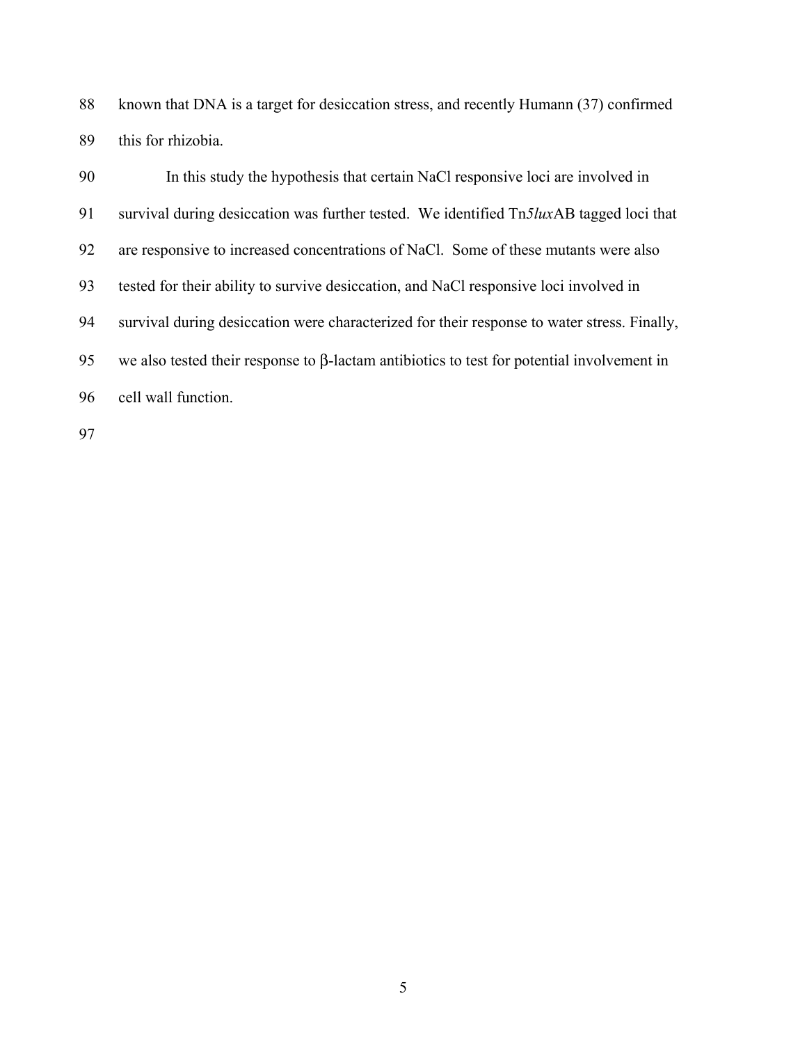known that DNA is a target for desiccation stress, and recently Humann (37) confirmed this for rhizobia.

In this study the hypothesis that certain NaCl responsive loci are involved in survival during desiccation was further tested. We identified Tn*5lux*AB tagged loci that are responsive to increased concentrations of NaCl. Some of these mutants were also tested for their ability to survive desiccation, and NaCl responsive loci involved in survival during desiccation were characterized for their response to water stress. Finally, we also tested their response to β-lactam antibiotics to test for potential involvement in cell wall function.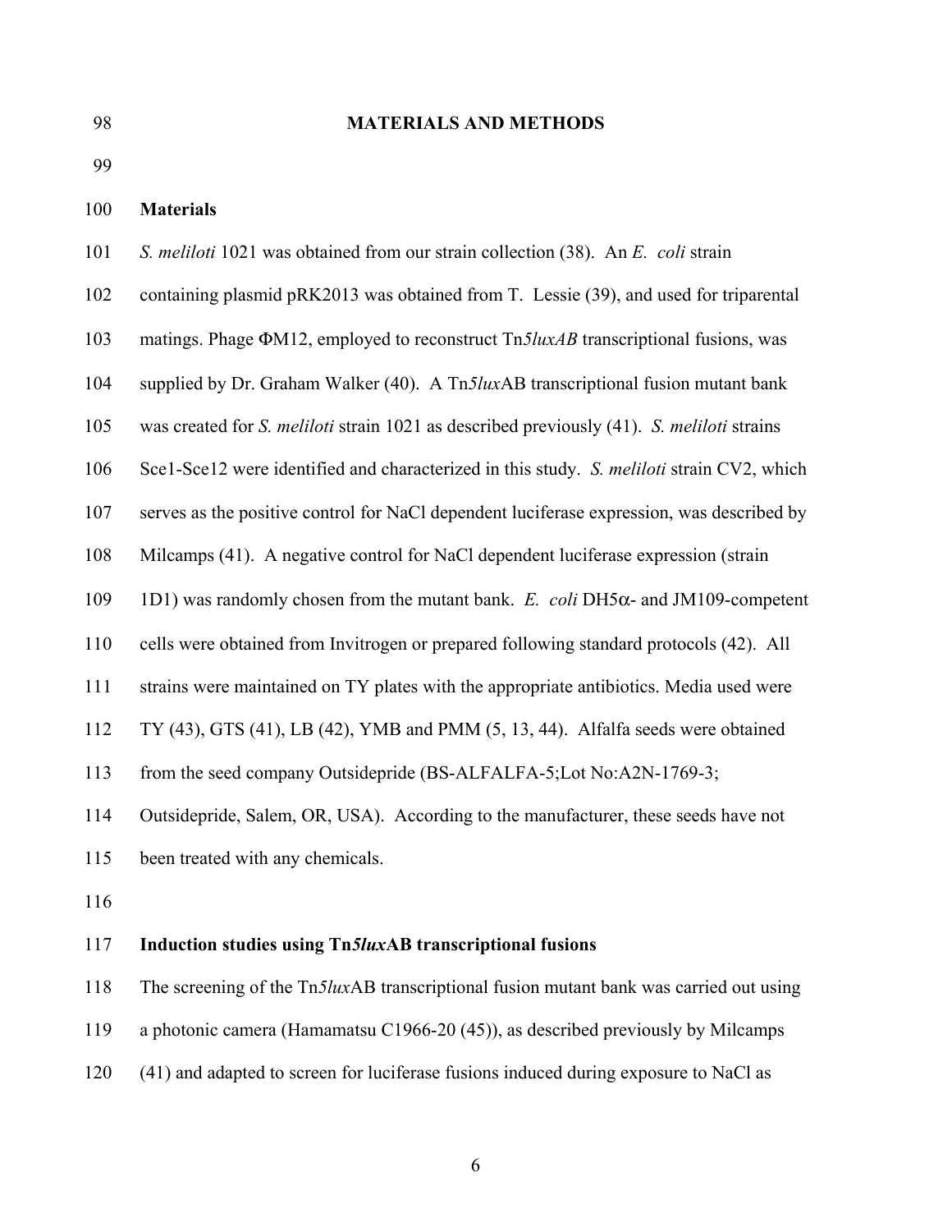## MATERIALS AND METHODS

### Materials

*S. meliloti* 1021 was obtained from our strain collection (38). An *E. coli* strain containing plasmid pRK2013 was obtained from T. Lessie (39), and used for triparental matings. Phage ΦM12, employed to reconstruct Tn*5luxAB* transcriptional fusions, was supplied by Dr. Graham Walker (40). A Tn*5lux*AB transcriptional fusion mutant bank was created for *S. meliloti* strain 1021 as described previously (41). *S. meliloti* strains Sce1-Sce12 were identified and characterized in this study. *S. meliloti* strain CV2, which serves as the positive control for NaCl dependent luciferase expression, was described by Milcamps (41). A negative control for NaCl dependent luciferase expression (strain 1D1) was randomly chosen from the mutant bank. *E. coli* DH5α- and JM109-competent cells were obtained from Invitrogen or prepared following standard protocols (42). All strains were maintained on TY plates with the appropriate antibiotics. Media used were TY (43), GTS (41), LB (42), YMB and PMM (5, 13, 44). Alfalfa seeds were obtained from the seed company Outsidepride (BS-ALFALFA-5;Lot No:A2N-1769-3; Outsidepride, Salem, OR, USA). According to the manufacturer, these seeds have not been treated with any chemicals.

### Induction studies using Tn*5lux*AB transcriptional fusions

The screening of the Tn*5lux*AB transcriptional fusion mutant bank was carried out using a photonic camera (Hamamatsu C1966-20 (45)), as described previously by Milcamps (41) and adapted to screen for luciferase fusions induced during exposure to NaCl as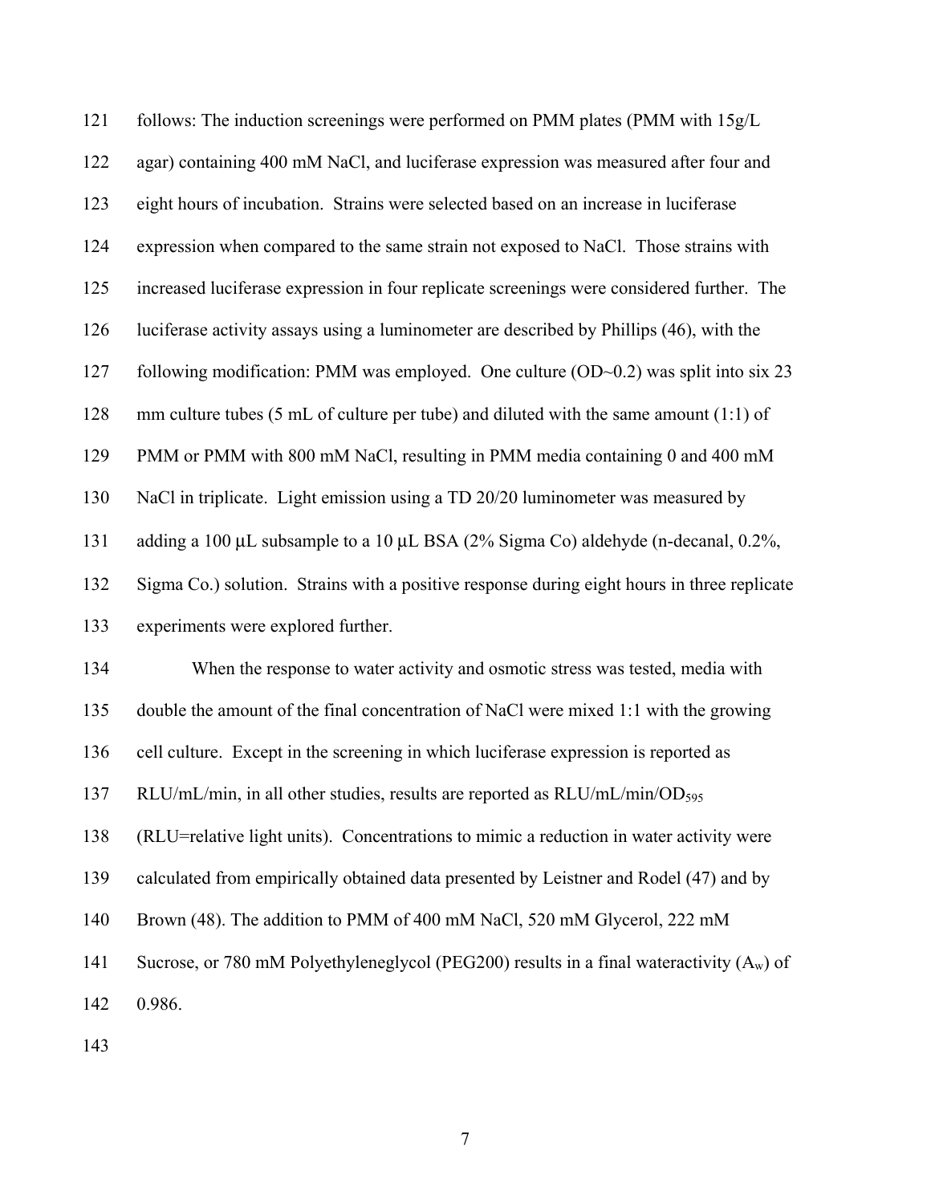follows: The induction screenings were performed on PMM plates (PMM with 15g/L agar) containing 400 mM NaCl, and luciferase expression was measured after four and eight hours of incubation. Strains were selected based on an increase in luciferase expression when compared to the same strain not exposed to NaCl. Those strains with increased luciferase expression in four replicate screenings were considered further. The luciferase activity assays using a luminometer are described by Phillips (46), with the following modification: PMM was employed. One culture (OD~0.2) was split into six 23 mm culture tubes (5 mL of culture per tube) and diluted with the same amount (1:1) of PMM or PMM with 800 mM NaCl, resulting in PMM media containing 0 and 400 mM NaCl in triplicate. Light emission using a TD 20/20 luminometer was measured by adding a 100 μL subsample to a 10 μL BSA (2% Sigma Co) aldehyde (n-decanal, 0.2%, Sigma Co.) solution. Strains with a positive response during eight hours in three replicate experiments were explored further.

When the response to water activity and osmotic stress was tested, media with double the amount of the final concentration of NaCl were mixed 1:1 with the growing cell culture. Except in the screening in which luciferase expression is reported as RLU/mL/min, in all other studies, results are reported as RLU/mL/min/$OD_{595}$ (RLU=relative light units). Concentrations to mimic a reduction in water activity were calculated from empirically obtained data presented by Leistner and Rodel (47) and by Brown (48). The addition to PMM of 400 mM NaCl, 520 mM Glycerol, 222 mM Sucrose, or 780 mM Polyethyleneglycol (PEG200) results in a final wateractivity ($A_w$) of 0.986.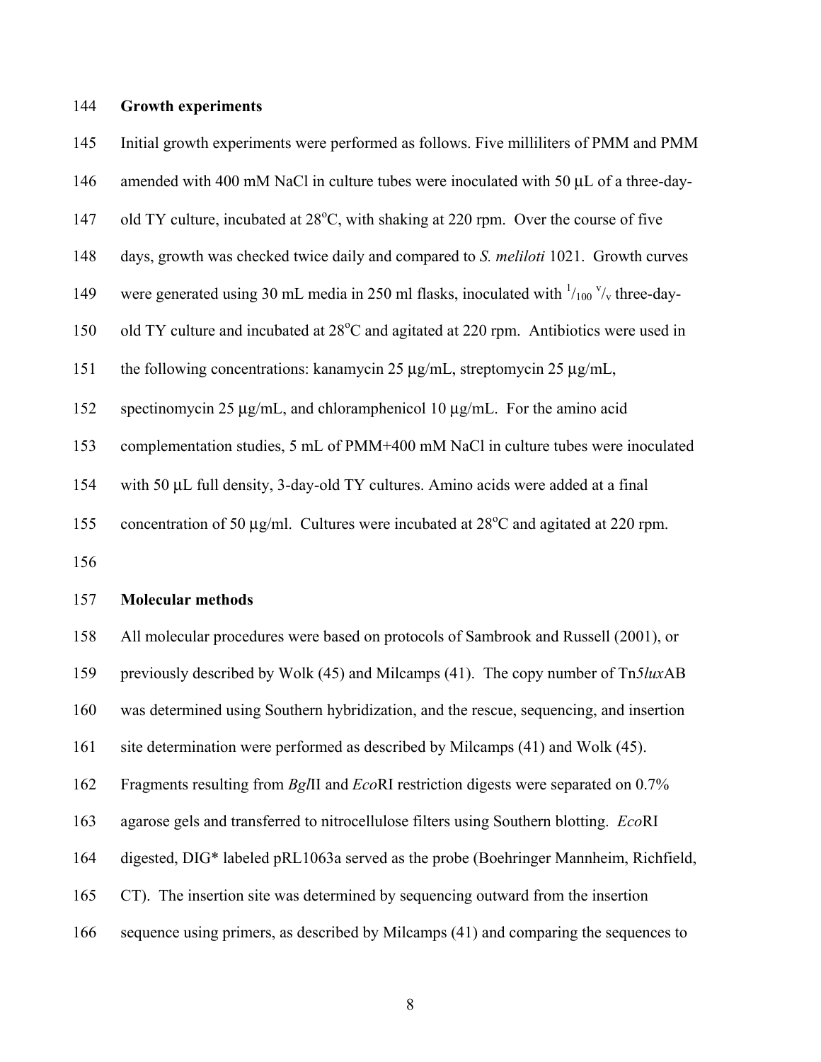### Growth experiments

Initial growth experiments were performed as follows. Five milliliters of PMM and PMM amended with 400 mM NaCl in culture tubes were inoculated with 50 µL of a three-day-old TY culture, incubated at 28°C, with shaking at 220 rpm. Over the course of five days, growth was checked twice daily and compared to *S. meliloti* 1021. Growth curves were generated using 30 mL media in 250 ml flasks, inoculated with $^{1}/_{100}$ $^{v}/_{v}$ three-day-old TY culture and incubated at 28°C and agitated at 220 rpm. Antibiotics were used in the following concentrations: kanamycin 25 µg/mL, streptomycin 25 µg/mL, spectinomycin 25 µg/mL, and chloramphenicol 10 µg/mL. For the amino acid complementation studies, 5 mL of PMM+400 mM NaCl in culture tubes were inoculated with 50 µL full density, 3-day-old TY cultures. Amino acids were added at a final concentration of 50 µg/ml. Cultures were incubated at 28°C and agitated at 220 rpm.

### Molecular methods

All molecular procedures were based on protocols of Sambrook and Russell (2001), or previously described by Wolk (45) and Milcamps (41). The copy number of Tn*5lux*AB was determined using Southern hybridization, and the rescue, sequencing, and insertion site determination were performed as described by Milcamps (41) and Wolk (45). Fragments resulting from *Bgl*II and *Eco*RI restriction digests were separated on 0.7% agarose gels and transferred to nitrocellulose filters using Southern blotting. *Eco*RI digested, DIG* labeled pRL1063a served as the probe (Boehringer Mannheim, Richfield, CT). The insertion site was determined by sequencing outward from the insertion sequence using primers, as described by Milcamps (41) and comparing the sequences to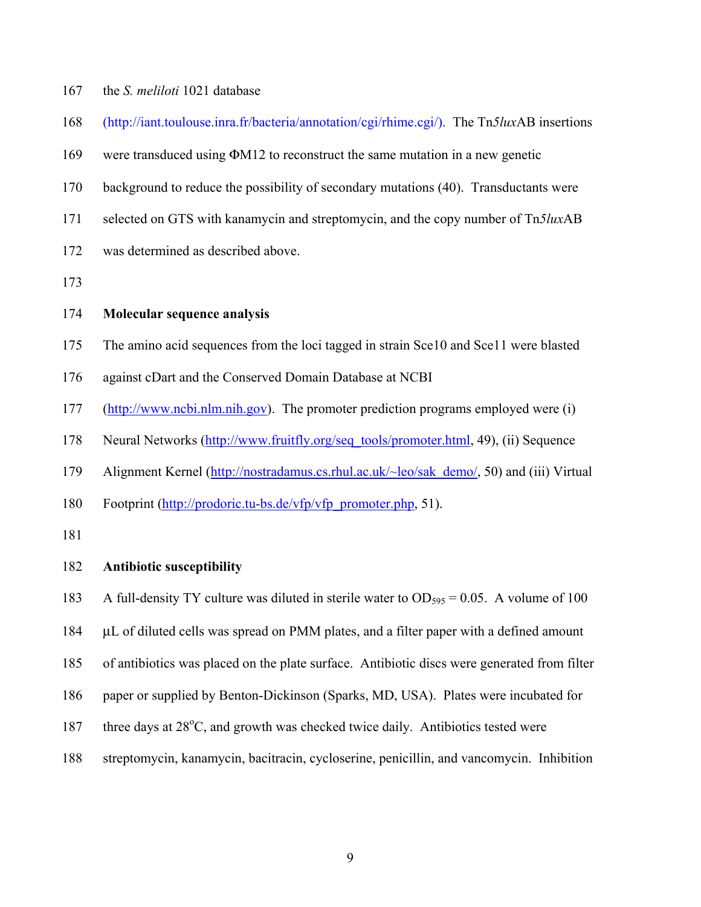the *S. meliloti* 1021 database (http://iant.toulouse.inra.fr/bacteria/annotation/cgi/rhime.cgi/). The Tn*5lux*AB insertions were transduced using ΦM12 to reconstruct the same mutation in a new genetic background to reduce the possibility of secondary mutations (40). Transductants were selected on GTS with kanamycin and streptomycin, and the copy number of Tn*5lux*AB was determined as described above.

**Molecular sequence analysis**

The amino acid sequences from the loci tagged in strain Sce10 and Sce11 were blasted against cDart and the Conserved Domain Database at NCBI (http://www.ncbi.nlm.nih.gov). The promoter prediction programs employed were (i) Neural Networks (http://www.fruitfly.org/seq_tools/promoter.html, 49), (ii) Sequence Alignment Kernel (http://nostradamus.cs.rhul.ac.uk/~leo/sak_demo/, 50) and (iii) Virtual Footprint (http://prodoric.tu-bs.de/vfp/vfp_promoter.php, 51).

**Antibiotic susceptibility**

A full-density TY culture was diluted in sterile water to $OD_{595}$ = 0.05. A volume of 100 µL of diluted cells was spread on PMM plates, and a filter paper with a defined amount of antibiotics was placed on the plate surface. Antibiotic discs were generated from filter paper or supplied by Benton-Dickinson (Sparks, MD, USA). Plates were incubated for three days at 28°C, and growth was checked twice daily. Antibiotics tested were streptomycin, kanamycin, bacitracin, cycloserine, penicillin, and vancomycin. Inhibition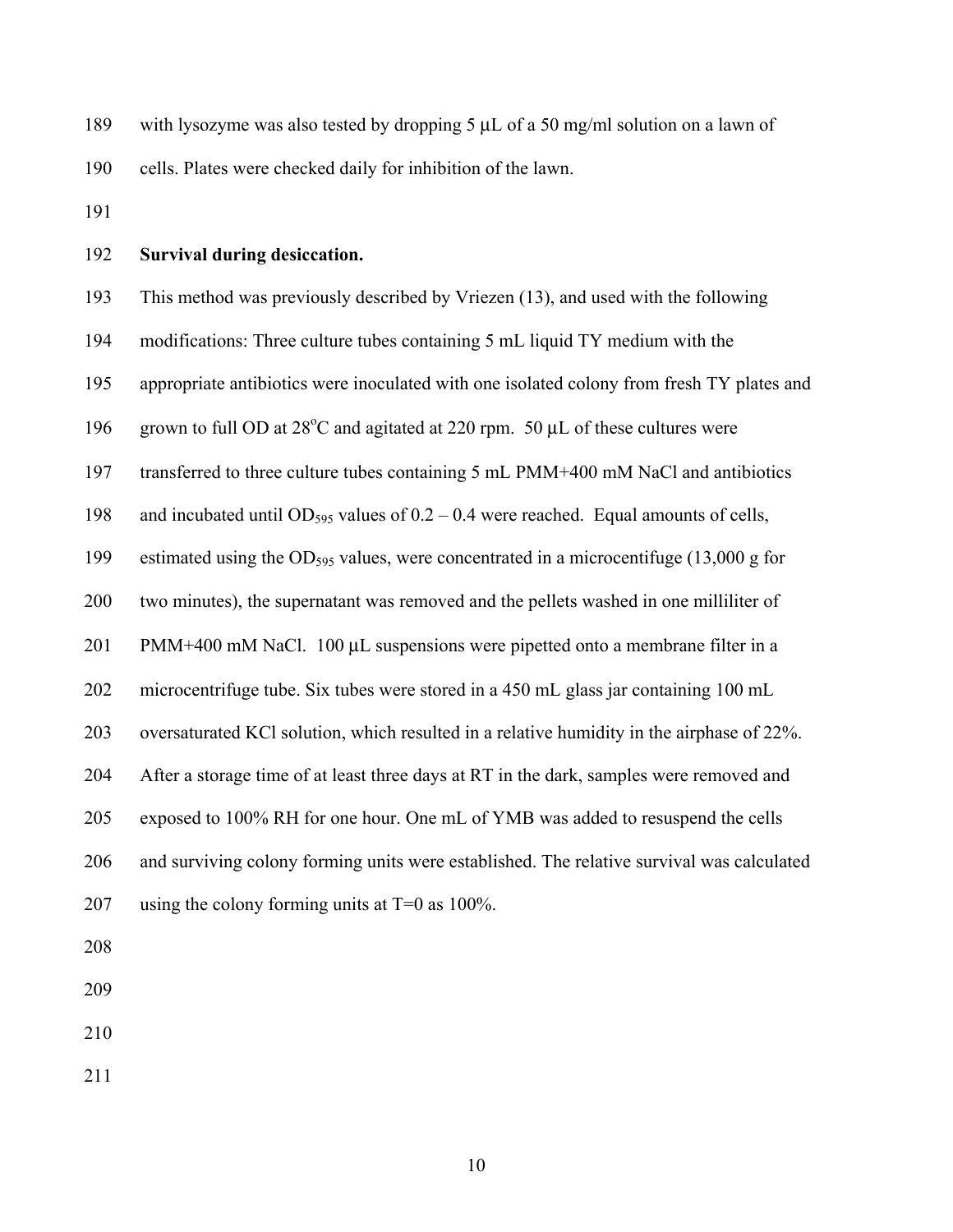with lysozyme was also tested by dropping 5 µL of a 50 mg/ml solution on a lawn of cells. Plates were checked daily for inhibition of the lawn.

**Survival during desiccation.**

This method was previously described by Vriezen (13), and used with the following modifications: Three culture tubes containing 5 mL liquid TY medium with the appropriate antibiotics were inoculated with one isolated colony from fresh TY plates and grown to full OD at 28$^{o}$C and agitated at 220 rpm. 50 µL of these cultures were transferred to three culture tubes containing 5 mL PMM+400 mM NaCl and antibiotics and incubated until $OD_{595}$ values of 0.2 – 0.4 were reached. Equal amounts of cells, estimated using the $OD_{595}$ values, were concentrated in a microcentifuge (13,000 g for two minutes), the supernatant was removed and the pellets washed in one milliliter of PMM+400 mM NaCl. 100 µL suspensions were pipetted onto a membrane filter in a microcentrifuge tube. Six tubes were stored in a 450 mL glass jar containing 100 mL oversaturated KCl solution, which resulted in a relative humidity in the airphase of 22%. After a storage time of at least three days at RT in the dark, samples were removed and exposed to 100% RH for one hour. One mL of YMB was added to resuspend the cells and surviving colony forming units were established. The relative survival was calculated using the colony forming units at T=0 as 100%.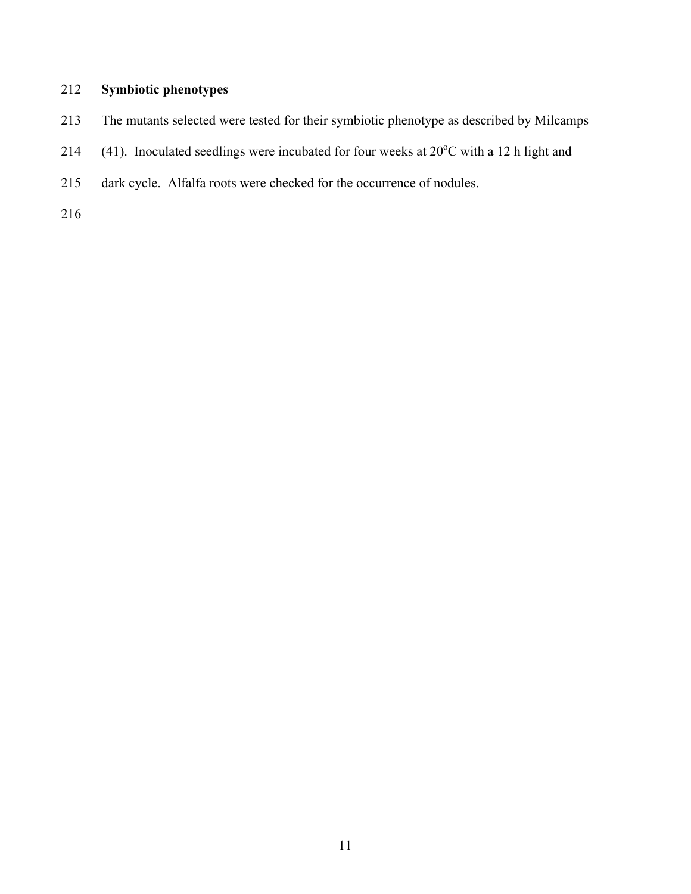**Symbiotic phenotypes**

The mutants selected were tested for their symbiotic phenotype as described by Milcamps (41). Inoculated seedlings were incubated for four weeks at 20$^{o}$C with a 12 h light and dark cycle. Alfalfa roots were checked for the occurrence of nodules.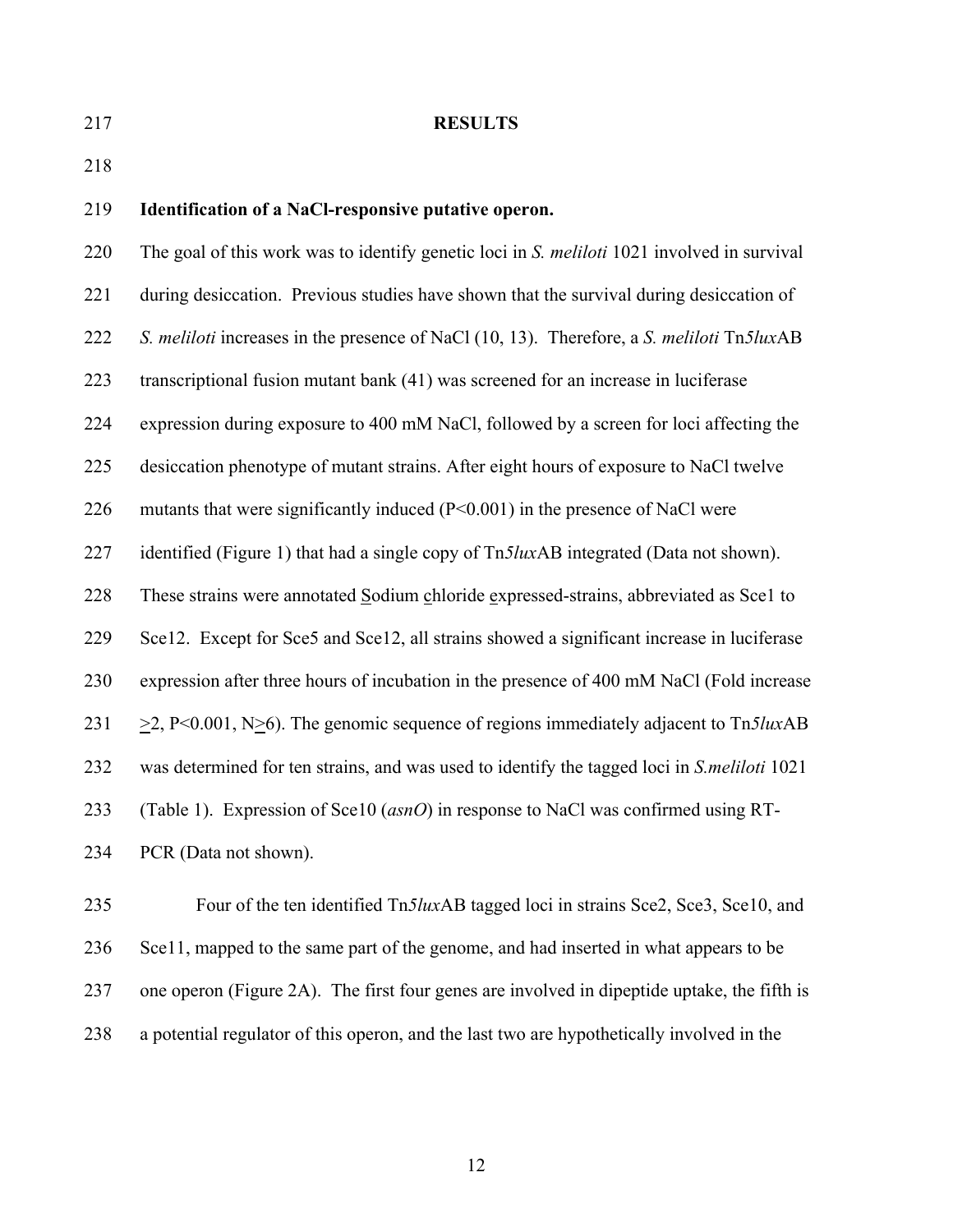# RESULTS

## Identification of a NaCl-responsive putative operon.

The goal of this work was to identify genetic loci in *S. meliloti* 1021 involved in survival during desiccation. Previous studies have shown that the survival during desiccation of *S. meliloti* increases in the presence of NaCl (10, 13). Therefore, a *S. meliloti* Tn*5lux*AB transcriptional fusion mutant bank (41) was screened for an increase in luciferase expression during exposure to 400 mM NaCl, followed by a screen for loci affecting the desiccation phenotype of mutant strains. After eight hours of exposure to NaCl twelve mutants that were significantly induced ($P<0.001$) in the presence of NaCl were identified (Figure 1) that had a single copy of Tn*5lux*AB integrated (Data not shown). These strains were annotated Sodium chloride expressed-strains, abbreviated as Sce1 to Sce12. Except for Sce5 and Sce12, all strains showed a significant increase in luciferase expression after three hours of incubation in the presence of 400 mM NaCl (Fold increase $\geq 2$, $P<0.001$, $N \geq 6$). The genomic sequence of regions immediately adjacent to Tn*5lux*AB was determined for ten strains, and was used to identify the tagged loci in *S.meliloti* 1021 (Table 1). Expression of Sce10 (*asnO*) in response to NaCl was confirmed using RT-PCR (Data not shown).

Four of the ten identified Tn*5lux*AB tagged loci in strains Sce2, Sce3, Sce10, and Sce11, mapped to the same part of the genome, and had inserted in what appears to be one operon (Figure 2A). The first four genes are involved in dipeptide uptake, the fifth is a potential regulator of this operon, and the last two are hypothetically involved in the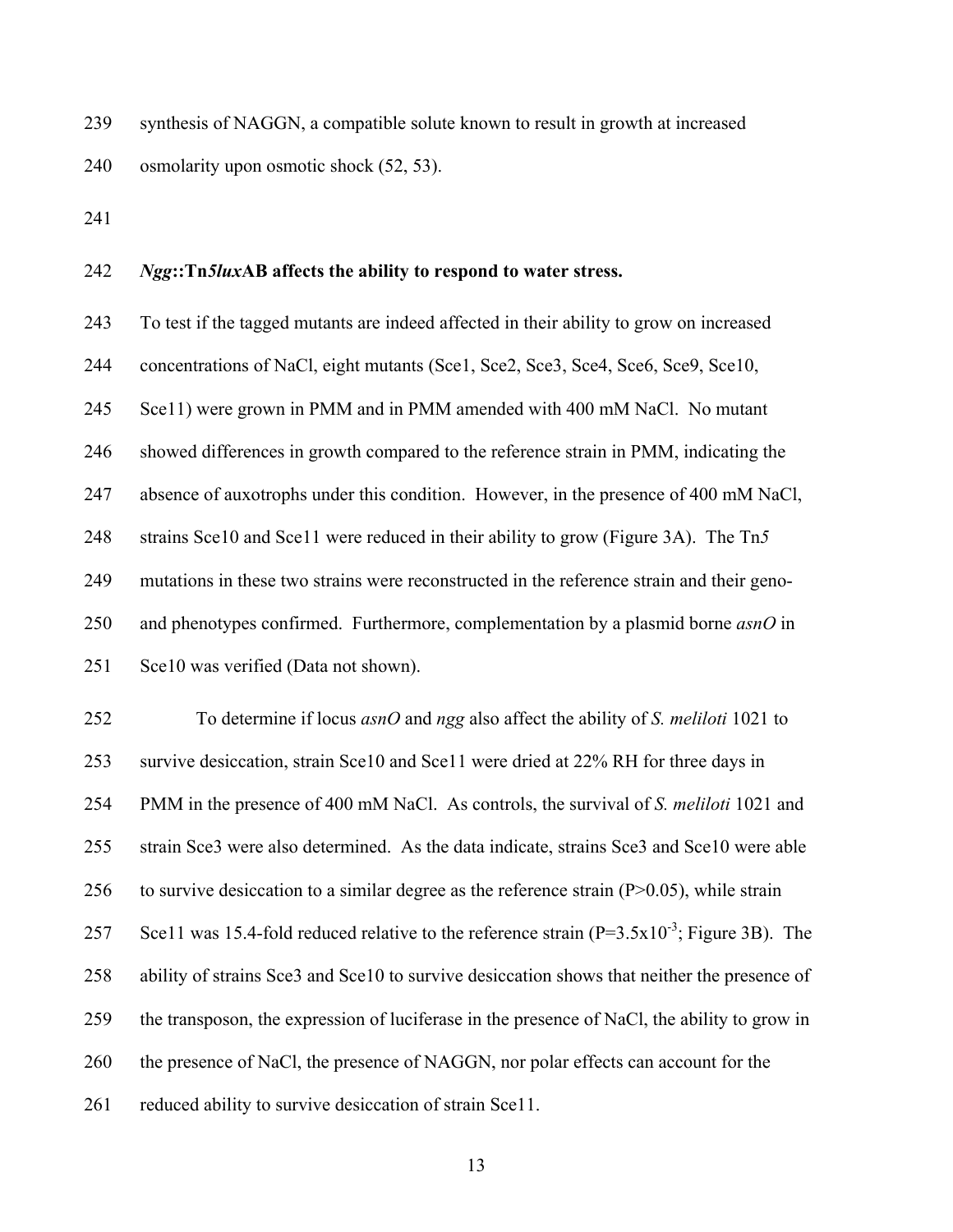synthesis of NAGGN, a compatible solute known to result in growth at increased osmolarity upon osmotic shock (52, 53).

### *Ngg*::Tn*5lux*AB affects the ability to respond to water stress.

To test if the tagged mutants are indeed affected in their ability to grow on increased concentrations of NaCl, eight mutants (Sce1, Sce2, Sce3, Sce4, Sce6, Sce9, Sce10, Sce11) were grown in PMM and in PMM amended with 400 mM NaCl. No mutant showed differences in growth compared to the reference strain in PMM, indicating the absence of auxotrophs under this condition. However, in the presence of 400 mM NaCl, strains Sce10 and Sce11 were reduced in their ability to grow (Figure 3A). The Tn*5* mutations in these two strains were reconstructed in the reference strain and their geno- and phenotypes confirmed. Furthermore, complementation by a plasmid borne *asnO* in Sce10 was verified (Data not shown).

To determine if locus *asnO* and *ngg* also affect the ability of *S. meliloti* 1021 to survive desiccation, strain Sce10 and Sce11 were dried at 22% RH for three days in PMM in the presence of 400 mM NaCl. As controls, the survival of *S. meliloti* 1021 and strain Sce3 were also determined. As the data indicate, strains Sce3 and Sce10 were able to survive desiccation to a similar degree as the reference strain ($P>0.05$), while strain Sce11 was 15.4-fold reduced relative to the reference strain ($P=3.5\times10^{-3}$; Figure 3B). The ability of strains Sce3 and Sce10 to survive desiccation shows that neither the presence of the transposon, the expression of luciferase in the presence of NaCl, the ability to grow in the presence of NaCl, the presence of NAGGN, nor polar effects can account for the reduced ability to survive desiccation of strain Sce11.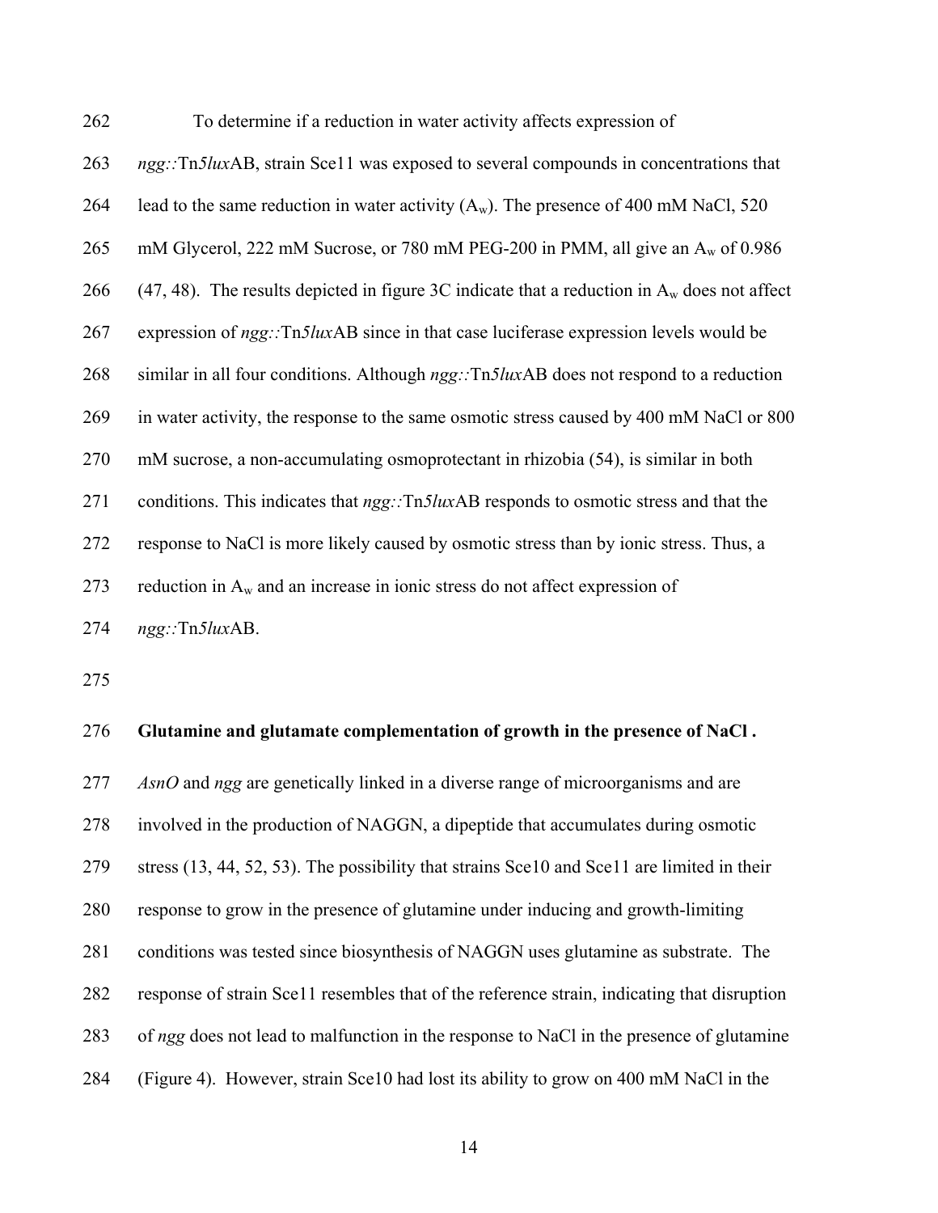To determine if a reduction in water activity affects expression of *ngg::*Tn*5lux*AB, strain Sce11 was exposed to several compounds in concentrations that lead to the same reduction in water activity ($A_w$). The presence of 400 mM NaCl, 520 mM Glycerol, 222 mM Sucrose, or 780 mM PEG-200 in PMM, all give an $A_w$ of 0.986 (47, 48). The results depicted in figure 3C indicate that a reduction in $A_w$ does not affect expression of *ngg::*Tn*5lux*AB since in that case luciferase expression levels would be similar in all four conditions. Although *ngg::*Tn*5lux*AB does not respond to a reduction in water activity, the response to the same osmotic stress caused by 400 mM NaCl or 800 mM sucrose, a non-accumulating osmoprotectant in rhizobia (54), is similar in both conditions. This indicates that *ngg::*Tn*5lux*AB responds to osmotic stress and that the response to NaCl is more likely caused by osmotic stress than by ionic stress. Thus, a reduction in $A_w$ and an increase in ionic stress do not affect expression of *ngg::*Tn*5lux*AB.

**Glutamine and glutamate complementation of growth in the presence of NaCl .**

*AsnO* and *ngg* are genetically linked in a diverse range of microorganisms and are involved in the production of NAGGN, a dipeptide that accumulates during osmotic stress (13, 44, 52, 53). The possibility that strains Sce10 and Sce11 are limited in their response to grow in the presence of glutamine under inducing and growth-limiting conditions was tested since biosynthesis of NAGGN uses glutamine as substrate. The response of strain Sce11 resembles that of the reference strain, indicating that disruption of *ngg* does not lead to malfunction in the response to NaCl in the presence of glutamine (Figure 4). However, strain Sce10 had lost its ability to grow on 400 mM NaCl in the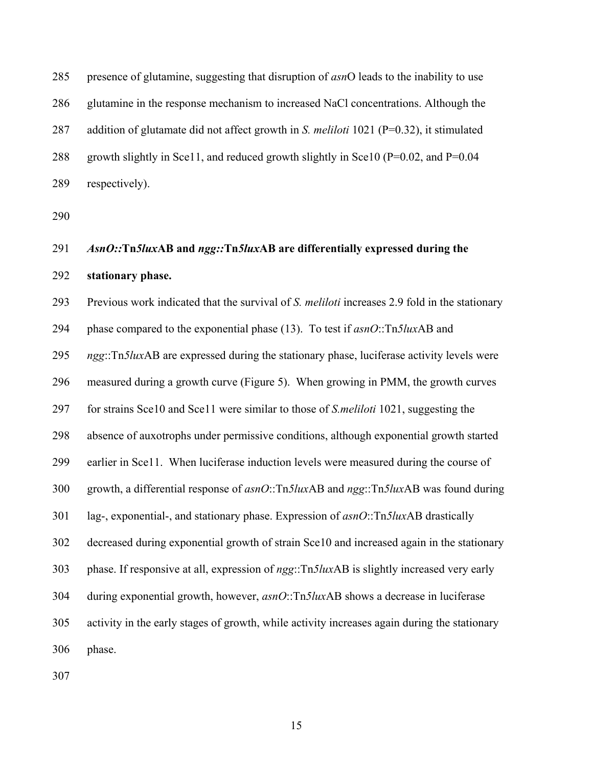presence of glutamine, suggesting that disruption of *asn*O leads to the inability to use glutamine in the response mechanism to increased NaCl concentrations. Although the addition of glutamate did not affect growth in *S. meliloti* 1021 (P=0.32), it stimulated growth slightly in Sce11, and reduced growth slightly in Sce10 (P=0.02, and P=0.04 respectively).

### ***AsnO::*Tn*5lux*AB and *ngg::*Tn*5lux*AB are differentially expressed during the stationary phase.**

Previous work indicated that the survival of *S. meliloti* increases 2.9 fold in the stationary phase compared to the exponential phase (13). To test if *asnO*::Tn*5lux*AB and *ngg*::Tn*5lux*AB are expressed during the stationary phase, luciferase activity levels were measured during a growth curve (Figure 5). When growing in PMM, the growth curves for strains Sce10 and Sce11 were similar to those of *S.meliloti* 1021, suggesting the absence of auxotrophs under permissive conditions, although exponential growth started earlier in Sce11. When luciferase induction levels were measured during the course of growth, a differential response of *asnO*::Tn*5lux*AB and *ngg*::Tn*5lux*AB was found during lag-, exponential-, and stationary phase. Expression of *asnO*::Tn*5lux*AB drastically decreased during exponential growth of strain Sce10 and increased again in the stationary phase. If responsive at all, expression of *ngg*::Tn*5lux*AB is slightly increased very early during exponential growth, however, *asnO*::Tn*5lux*AB shows a decrease in luciferase activity in the early stages of growth, while activity increases again during the stationary phase.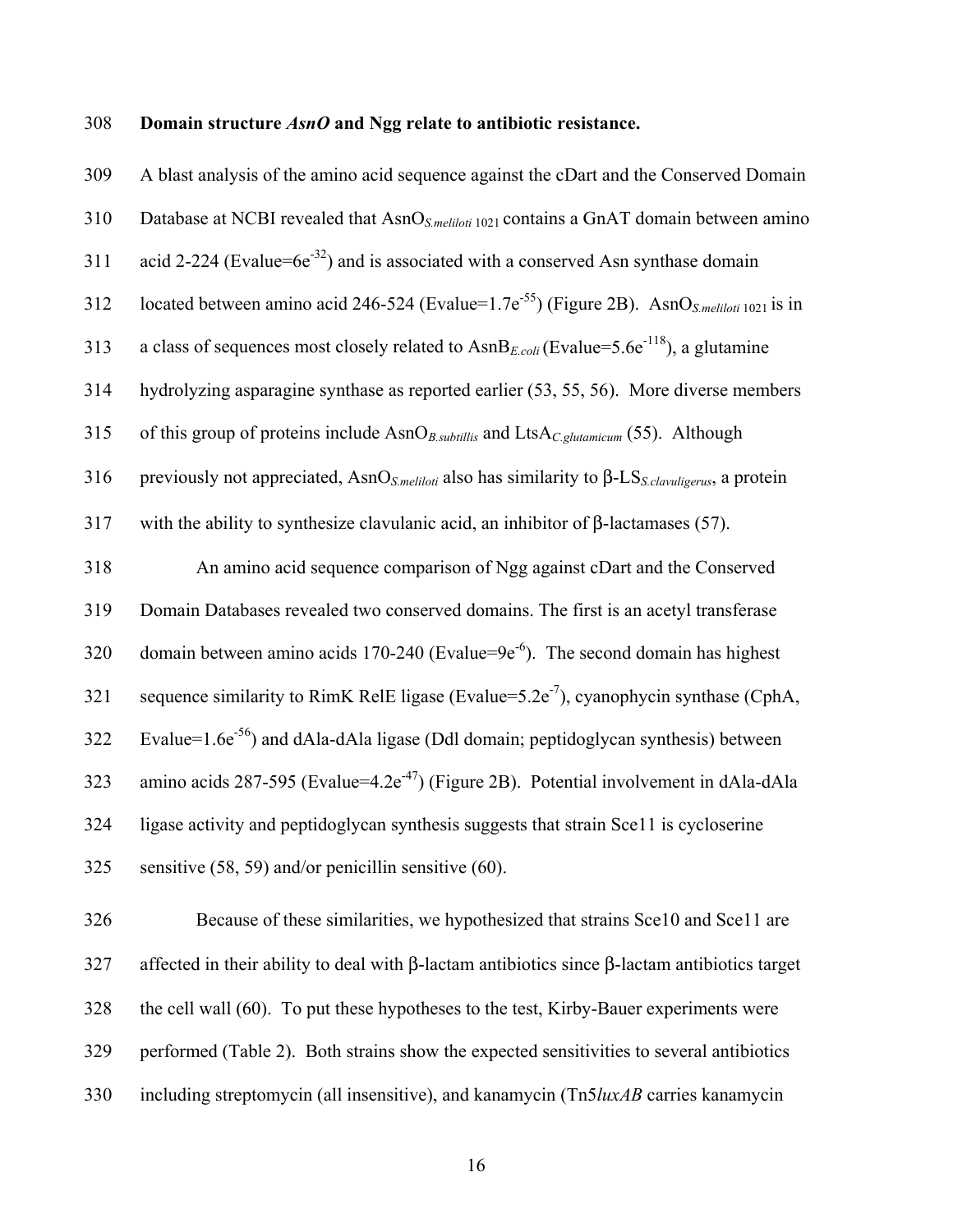**Domain structure *AsnO* and Ngg relate to antibiotic resistance.**

A blast analysis of the amino acid sequence against the cDart and the Conserved Domain Database at NCBI revealed that $AsnO_{S.meliloti\ 1021}$ contains a GnAT domain between amino acid 2-224 (Evalue=$6e^{-32}$) and is associated with a conserved Asn synthase domain located between amino acid 246-524 (Evalue=$1.7e^{-55}$) (Figure 2B). $AsnO_{S.meliloti\ 1021}$ is in a class of sequences most closely related to $AsnB_{E.coli}$ (Evalue=$5.6e^{-118}$), a glutamine hydrolyzing asparagine synthase as reported earlier (53, 55, 56). More diverse members of this group of proteins include $AsnO_{B.subtillis}$ and $LtsA_{C.glutamicum}$ (55). Although previously not appreciated, $AsnO_{S.meliloti}$ also has similarity to $\beta$-$LS_{S.clavuligerus}$, a protein with the ability to synthesize clavulanic acid, an inhibitor of β-lactamases (57).

An amino acid sequence comparison of Ngg against cDart and the Conserved Domain Databases revealed two conserved domains. The first is an acetyl transferase domain between amino acids 170-240 (Evalue=$9e^{-6}$). The second domain has highest sequence similarity to RimK RelE ligase (Evalue=$5.2e^{-7}$), cyanophycin synthase (CphA, Evalue=$1.6e^{-56}$) and dAla-dAla ligase (Ddl domain; peptidoglycan synthesis) between amino acids 287-595 (Evalue=$4.2e^{-47}$) (Figure 2B). Potential involvement in dAla-dAla ligase activity and peptidoglycan synthesis suggests that strain Sce11 is cycloserine sensitive (58, 59) and/or penicillin sensitive (60).

Because of these similarities, we hypothesized that strains Sce10 and Sce11 are affected in their ability to deal with β-lactam antibiotics since β-lactam antibiotics target the cell wall (60). To put these hypotheses to the test, Kirby-Bauer experiments were performed (Table 2). Both strains show the expected sensitivities to several antibiotics including streptomycin (all insensitive), and kanamycin (Tn5*luxAB* carries kanamycin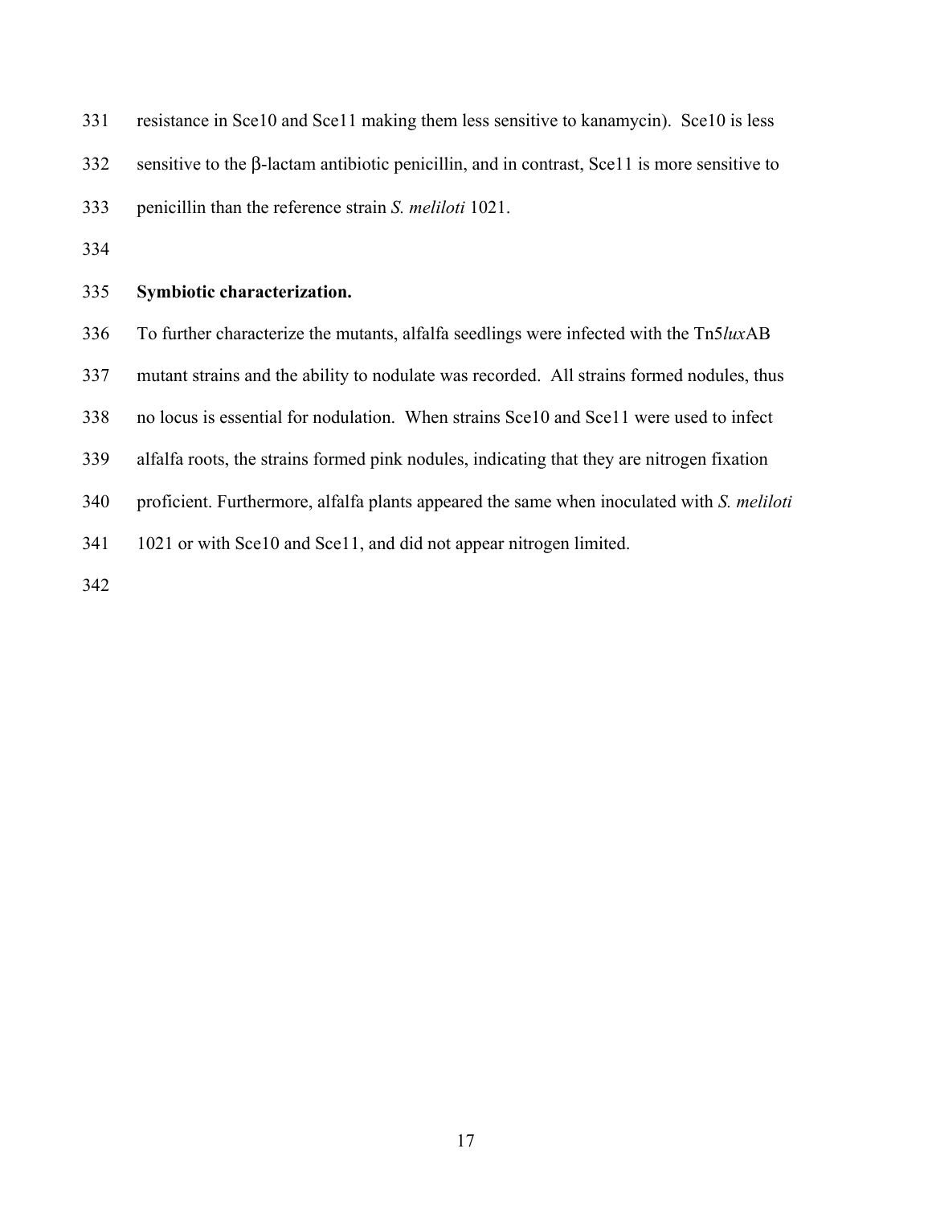resistance in Sce10 and Sce11 making them less sensitive to kanamycin). Sce10 is less sensitive to the β-lactam antibiotic penicillin, and in contrast, Sce11 is more sensitive to penicillin than the reference strain *S. meliloti* 1021.

**Symbiotic characterization.**

To further characterize the mutants, alfalfa seedlings were infected with the Tn5*lux*AB mutant strains and the ability to nodulate was recorded. All strains formed nodules, thus no locus is essential for nodulation. When strains Sce10 and Sce11 were used to infect alfalfa roots, the strains formed pink nodules, indicating that they are nitrogen fixation proficient. Furthermore, alfalfa plants appeared the same when inoculated with *S. meliloti* 1021 or with Sce10 and Sce11, and did not appear nitrogen limited.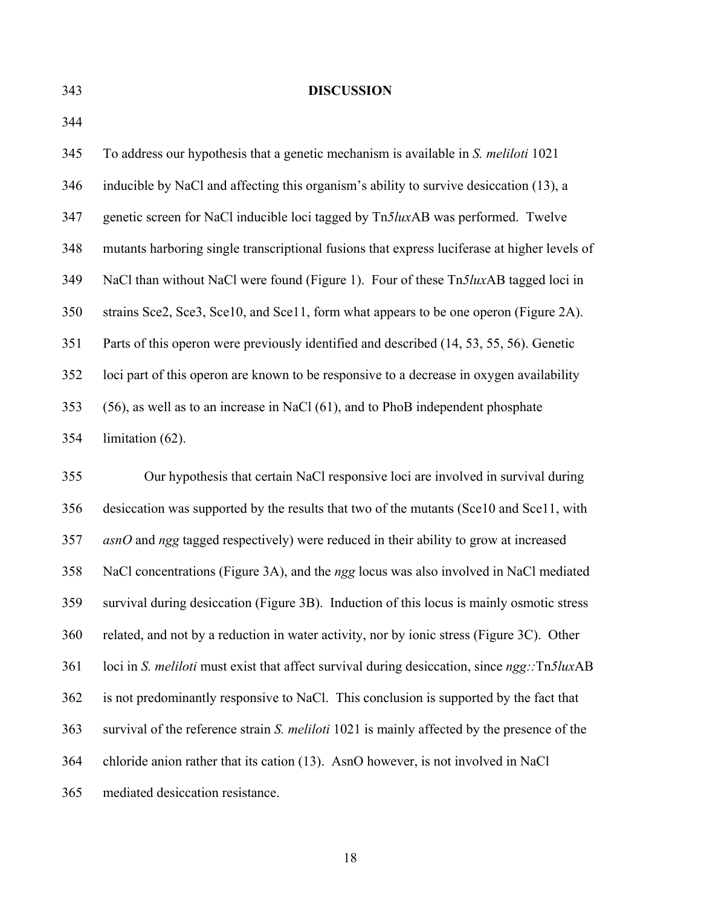## DISCUSSION

To address our hypothesis that a genetic mechanism is available in *S. meliloti* 1021 inducible by NaCl and affecting this organism's ability to survive desiccation (13), a genetic screen for NaCl inducible loci tagged by Tn*5lux*AB was performed. Twelve mutants harboring single transcriptional fusions that express luciferase at higher levels of NaCl than without NaCl were found (Figure 1). Four of these Tn*5lux*AB tagged loci in strains Sce2, Sce3, Sce10, and Sce11, form what appears to be one operon (Figure 2A). Parts of this operon were previously identified and described (14, 53, 55, 56). Genetic loci part of this operon are known to be responsive to a decrease in oxygen availability (56), as well as to an increase in NaCl (61), and to PhoB independent phosphate limitation (62).

Our hypothesis that certain NaCl responsive loci are involved in survival during desiccation was supported by the results that two of the mutants (Sce10 and Sce11, with *asnO* and *ngg* tagged respectively) were reduced in their ability to grow at increased NaCl concentrations (Figure 3A), and the *ngg* locus was also involved in NaCl mediated survival during desiccation (Figure 3B). Induction of this locus is mainly osmotic stress related, and not by a reduction in water activity, nor by ionic stress (Figure 3C). Other loci in *S. meliloti* must exist that affect survival during desiccation, since *ngg::*Tn*5lux*AB is not predominantly responsive to NaCl. This conclusion is supported by the fact that survival of the reference strain *S. meliloti* 1021 is mainly affected by the presence of the chloride anion rather that its cation (13). AsnO however, is not involved in NaCl mediated desiccation resistance.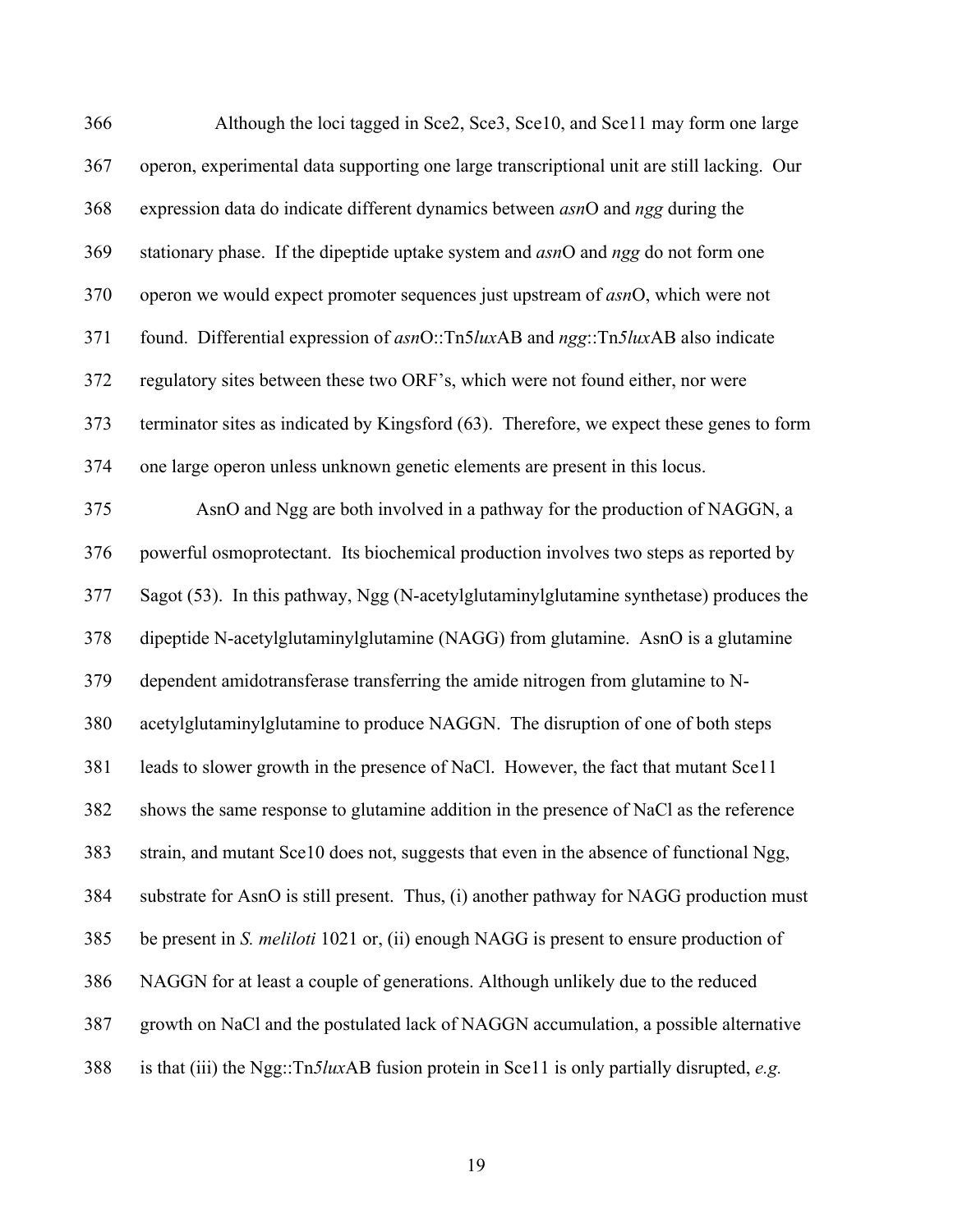Although the loci tagged in Sce2, Sce3, Sce10, and Sce11 may form one large operon, experimental data supporting one large transcriptional unit are still lacking. Our expression data do indicate different dynamics between *asn*O and *ngg* during the stationary phase. If the dipeptide uptake system and *asn*O and *ngg* do not form one operon we would expect promoter sequences just upstream of *asn*O, which were not found. Differential expression of *asn*O::Tn5*lux*AB and *ngg*::Tn*5lux*AB also indicate regulatory sites between these two ORF's, which were not found either, nor were terminator sites as indicated by Kingsford (63). Therefore, we expect these genes to form one large operon unless unknown genetic elements are present in this locus.

AsnO and Ngg are both involved in a pathway for the production of NAGGN, a powerful osmoprotectant. Its biochemical production involves two steps as reported by Sagot (53). In this pathway, Ngg (N-acetylglutaminylglutamine synthetase) produces the dipeptide N-acetylglutaminylglutamine (NAGG) from glutamine. AsnO is a glutamine dependent amidotransferase transferring the amide nitrogen from glutamine to N-acetylglutaminylglutamine to produce NAGGN. The disruption of one of both steps leads to slower growth in the presence of NaCl. However, the fact that mutant Sce11 shows the same response to glutamine addition in the presence of NaCl as the reference strain, and mutant Sce10 does not, suggests that even in the absence of functional Ngg, substrate for AsnO is still present. Thus, (i) another pathway for NAGG production must be present in *S. meliloti* 1021 or, (ii) enough NAGG is present to ensure production of NAGGN for at least a couple of generations. Although unlikely due to the reduced growth on NaCl and the postulated lack of NAGGN accumulation, a possible alternative is that (iii) the Ngg::Tn*5lux*AB fusion protein in Sce11 is only partially disrupted, *e.g.*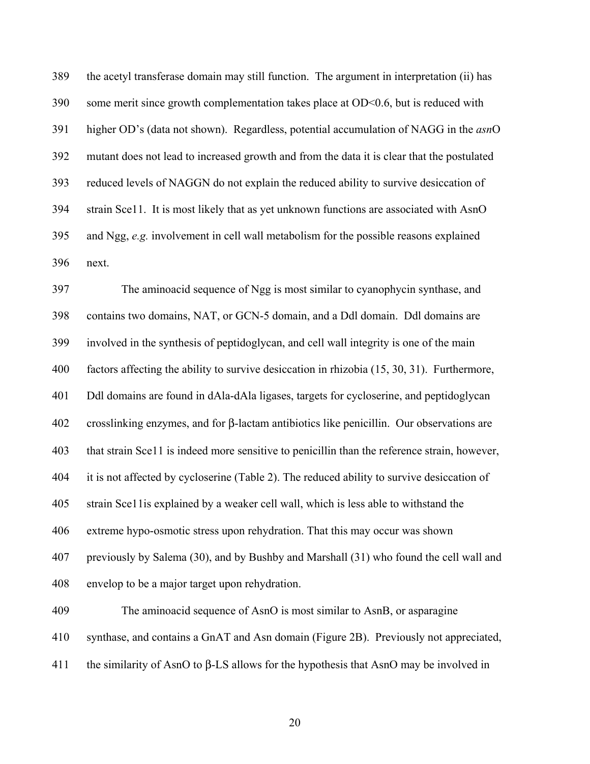the acetyl transferase domain may still function. The argument in interpretation (ii) has some merit since growth complementation takes place at OD<0.6, but is reduced with higher OD's (data not shown). Regardless, potential accumulation of NAGG in the *asn*O mutant does not lead to increased growth and from the data it is clear that the postulated reduced levels of NAGGN do not explain the reduced ability to survive desiccation of strain Sce11. It is most likely that as yet unknown functions are associated with AsnO and Ngg, *e.g.* involvement in cell wall metabolism for the possible reasons explained next.

The aminoacid sequence of Ngg is most similar to cyanophycin synthase, and contains two domains, NAT, or GCN-5 domain, and a Ddl domain. Ddl domains are involved in the synthesis of peptidoglycan, and cell wall integrity is one of the main factors affecting the ability to survive desiccation in rhizobia (15, 30, 31). Furthermore, Ddl domains are found in dAla-dAla ligases, targets for cycloserine, and peptidoglycan crosslinking enzymes, and for β-lactam antibiotics like penicillin. Our observations are that strain Sce11 is indeed more sensitive to penicillin than the reference strain, however, it is not affected by cycloserine (Table 2). The reduced ability to survive desiccation of strain Sce11is explained by a weaker cell wall, which is less able to withstand the extreme hypo-osmotic stress upon rehydration. That this may occur was shown previously by Salema (30), and by Bushby and Marshall (31) who found the cell wall and envelop to be a major target upon rehydration.

The aminoacid sequence of AsnO is most similar to AsnB, or asparagine synthase, and contains a GnAT and Asn domain (Figure 2B). Previously not appreciated, the similarity of AsnO to β-LS allows for the hypothesis that AsnO may be involved in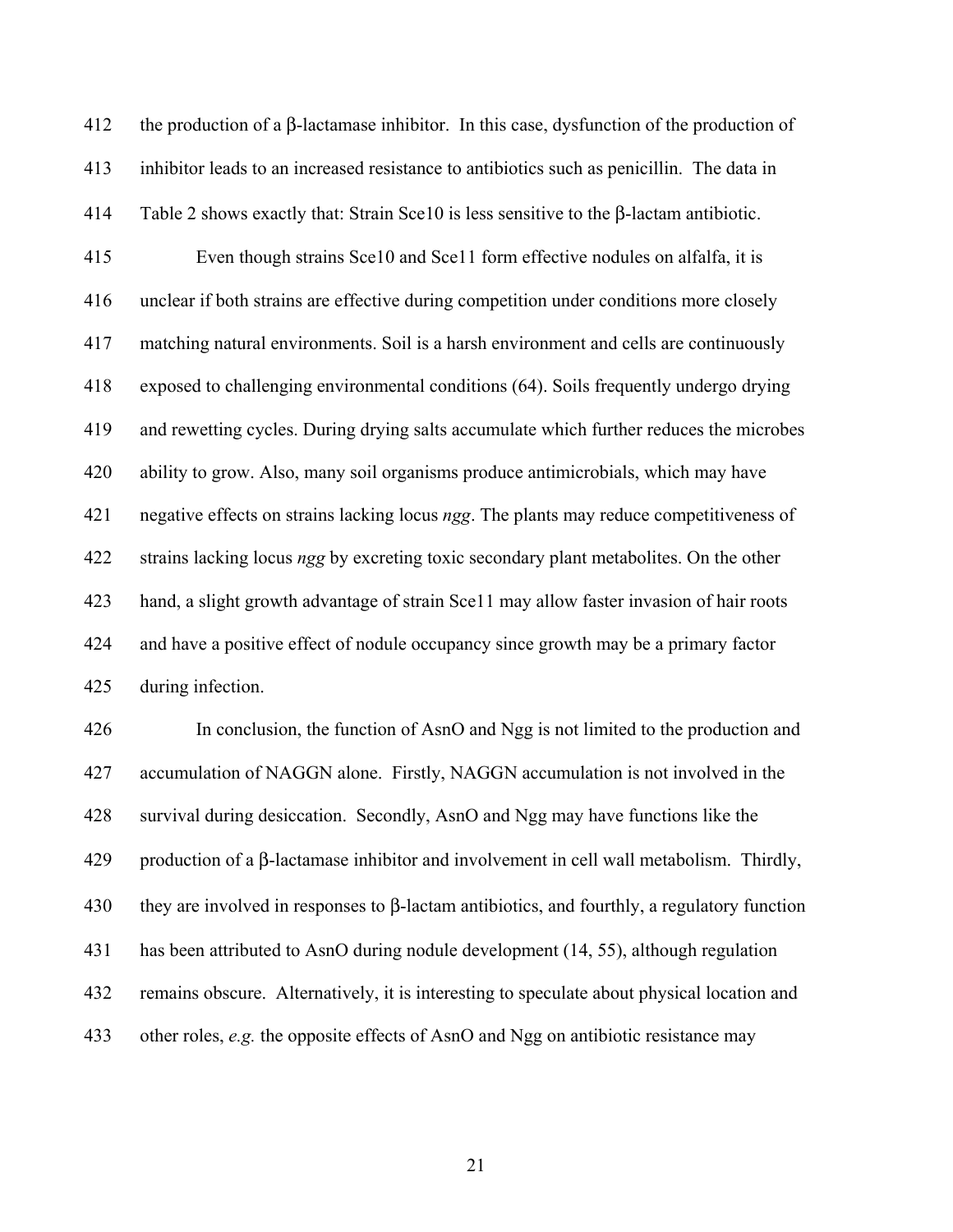the production of a β-lactamase inhibitor. In this case, dysfunction of the production of inhibitor leads to an increased resistance to antibiotics such as penicillin. The data in Table 2 shows exactly that: Strain Sce10 is less sensitive to the β-lactam antibiotic.

Even though strains Sce10 and Sce11 form effective nodules on alfalfa, it is unclear if both strains are effective during competition under conditions more closely matching natural environments. Soil is a harsh environment and cells are continuously exposed to challenging environmental conditions (64). Soils frequently undergo drying and rewetting cycles. During drying salts accumulate which further reduces the microbes ability to grow. Also, many soil organisms produce antimicrobials, which may have negative effects on strains lacking locus *ngg*. The plants may reduce competitiveness of strains lacking locus *ngg* by excreting toxic secondary plant metabolites. On the other hand, a slight growth advantage of strain Sce11 may allow faster invasion of hair roots and have a positive effect of nodule occupancy since growth may be a primary factor during infection.

In conclusion, the function of AsnO and Ngg is not limited to the production and accumulation of NAGGN alone. Firstly, NAGGN accumulation is not involved in the survival during desiccation. Secondly, AsnO and Ngg may have functions like the production of a β-lactamase inhibitor and involvement in cell wall metabolism. Thirdly, they are involved in responses to β-lactam antibiotics, and fourthly, a regulatory function has been attributed to AsnO during nodule development (14, 55), although regulation remains obscure. Alternatively, it is interesting to speculate about physical location and other roles, *e.g.* the opposite effects of AsnO and Ngg on antibiotic resistance may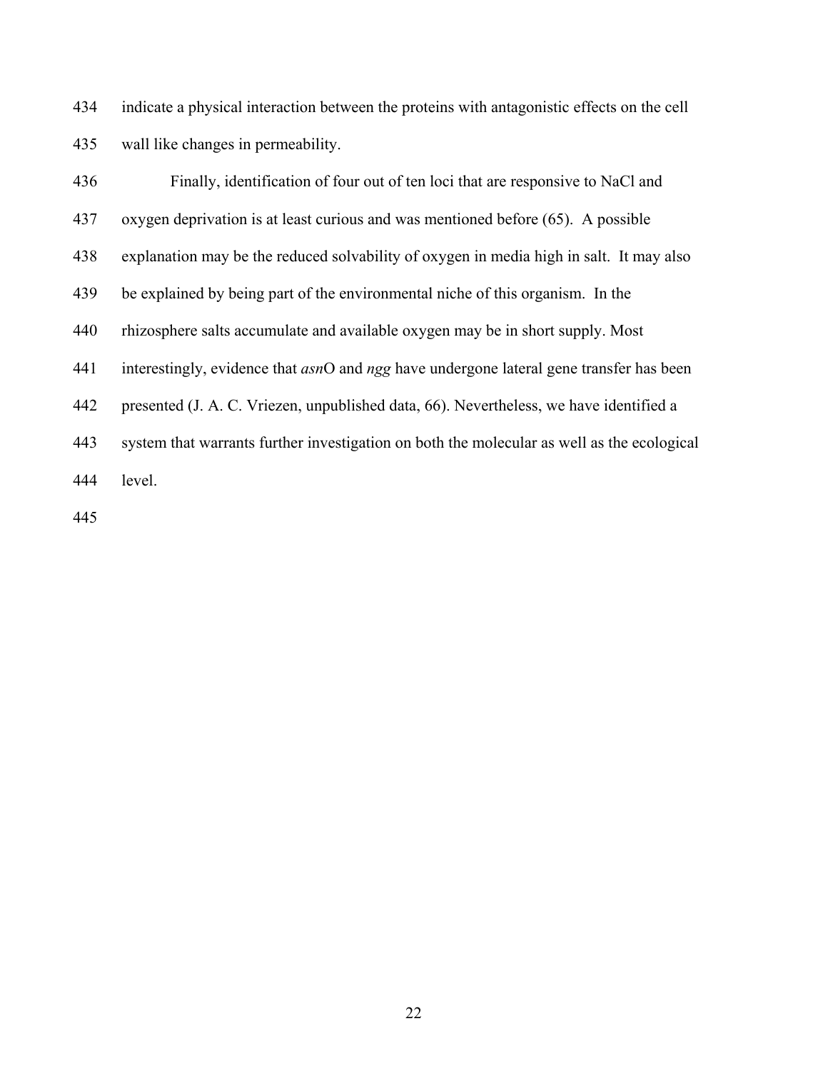indicate a physical interaction between the proteins with antagonistic effects on the cell wall like changes in permeability.

Finally, identification of four out of ten loci that are responsive to NaCl and oxygen deprivation is at least curious and was mentioned before (65). A possible explanation may be the reduced solvability of oxygen in media high in salt. It may also be explained by being part of the environmental niche of this organism. In the rhizosphere salts accumulate and available oxygen may be in short supply. Most interestingly, evidence that *asn*O and *ngg* have undergone lateral gene transfer has been presented (J. A. C. Vriezen, unpublished data, 66). Nevertheless, we have identified a system that warrants further investigation on both the molecular as well as the ecological level.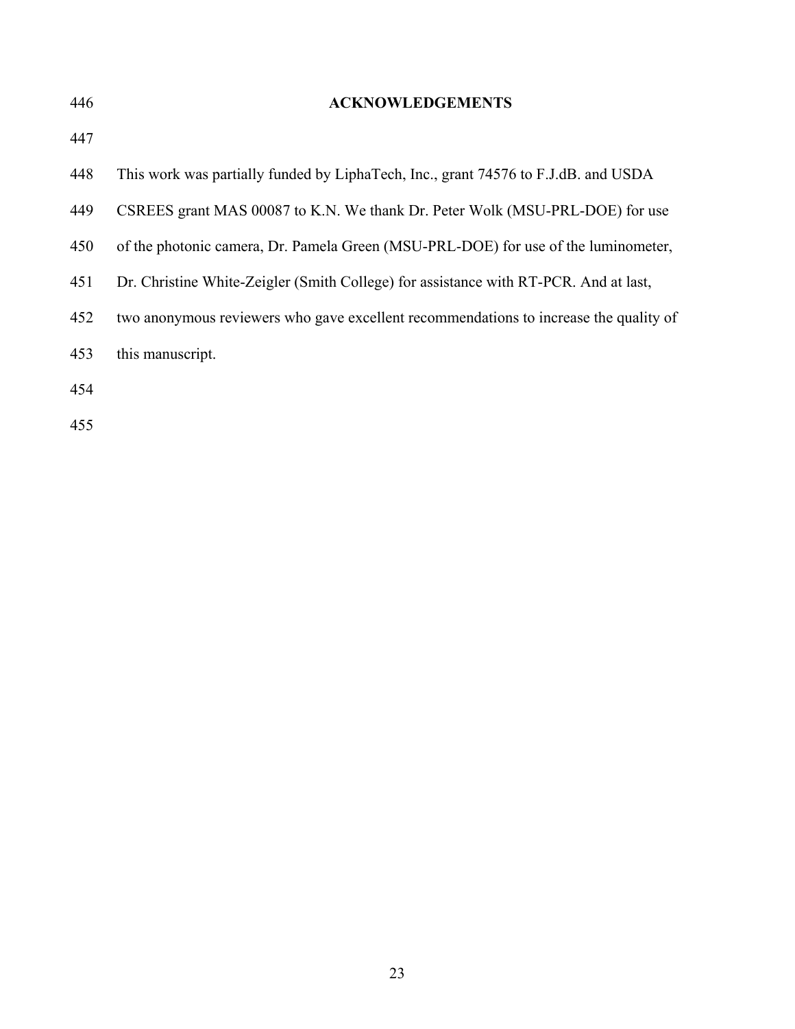## ACKNOWLEDGEMENTS

This work was partially funded by LiphaTech, Inc., grant 74576 to F.J.dB. and USDA CSREES grant MAS 00087 to K.N. We thank Dr. Peter Wolk (MSU-PRL-DOE) for use of the photonic camera, Dr. Pamela Green (MSU-PRL-DOE) for use of the luminometer, Dr. Christine White-Zeigler (Smith College) for assistance with RT-PCR. And at last, two anonymous reviewers who gave excellent recommendations to increase the quality of this manuscript.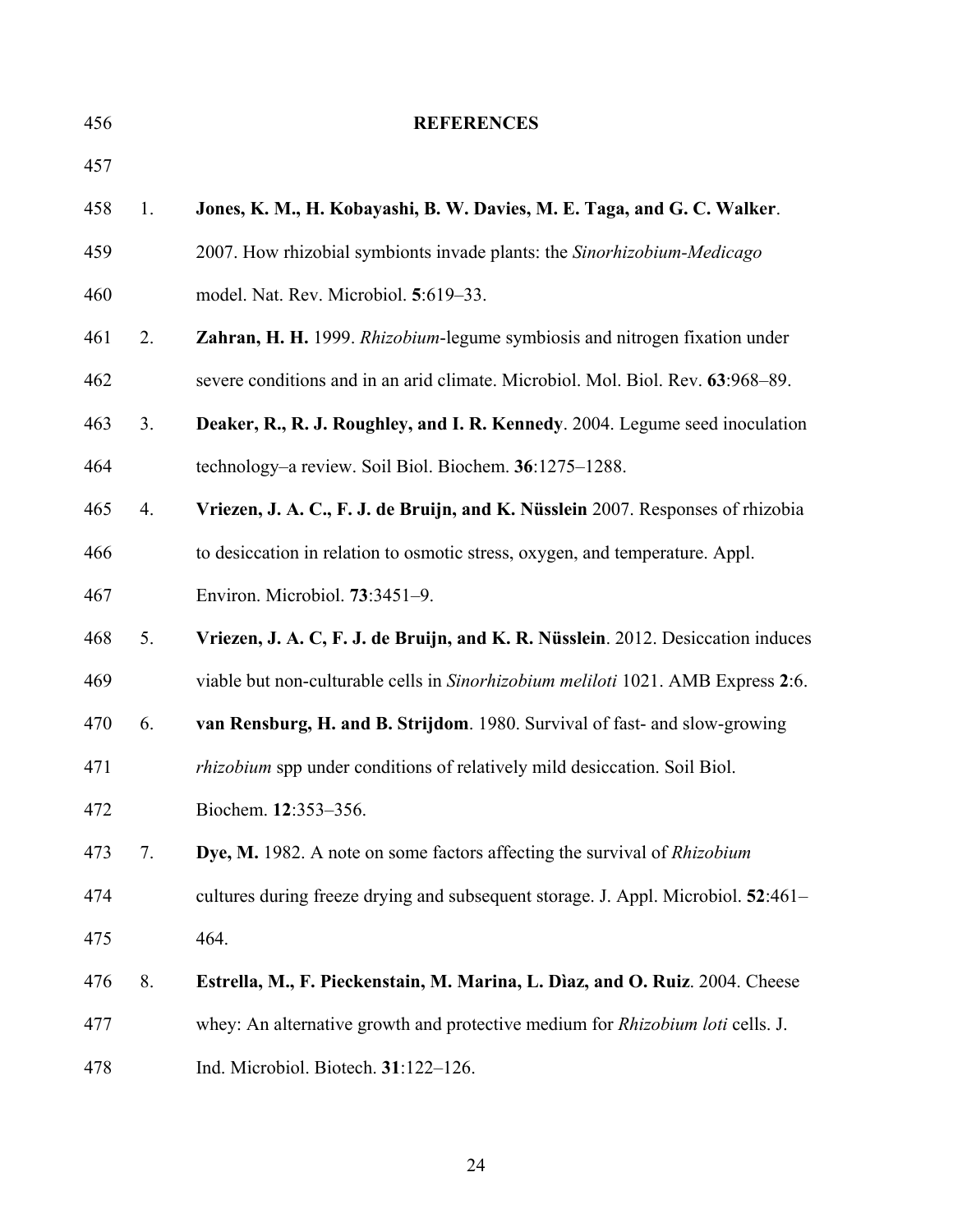## REFERENCES

1. **Jones, K. M., H. Kobayashi, B. W. Davies, M. E. Taga, and G. C. Walker**. 2007. How rhizobial symbionts invade plants: the *Sinorhizobium-Medicago* model. Nat. Rev. Microbiol. **5**:619–33.
2. **Zahran, H. H.** 1999. *Rhizobium*-legume symbiosis and nitrogen fixation under severe conditions and in an arid climate. Microbiol. Mol. Biol. Rev. **63**:968–89.
3. **Deaker, R., R. J. Roughley, and I. R. Kennedy**. 2004. Legume seed inoculation technology–a review. Soil Biol. Biochem. **36**:1275–1288.
4. **Vriezen, J. A. C., F. J. de Bruijn, and K. Nüsslein** 2007. Responses of rhizobia to desiccation in relation to osmotic stress, oxygen, and temperature. Appl. Environ. Microbiol. **73**:3451–9.
5. **Vriezen, J. A. C, F. J. de Bruijn, and K. R. Nüsslein**. 2012. Desiccation induces viable but non-culturable cells in *Sinorhizobium meliloti* 1021. AMB Express **2**:6.
6. **van Rensburg, H. and B. Strijdom**. 1980. Survival of fast- and slow-growing *rhizobium* spp under conditions of relatively mild desiccation. Soil Biol. Biochem. **12**:353–356.
7. **Dye, M.** 1982. A note on some factors affecting the survival of *Rhizobium* cultures during freeze drying and subsequent storage. J. Appl. Microbiol. **52**:461–464.
8. **Estrella, M., F. Pieckenstain, M. Marina, L. Dìaz, and O. Ruiz**. 2004. Cheese whey: An alternative growth and protective medium for *Rhizobium loti* cells. J. Ind. Microbiol. Biotech. **31**:122–126.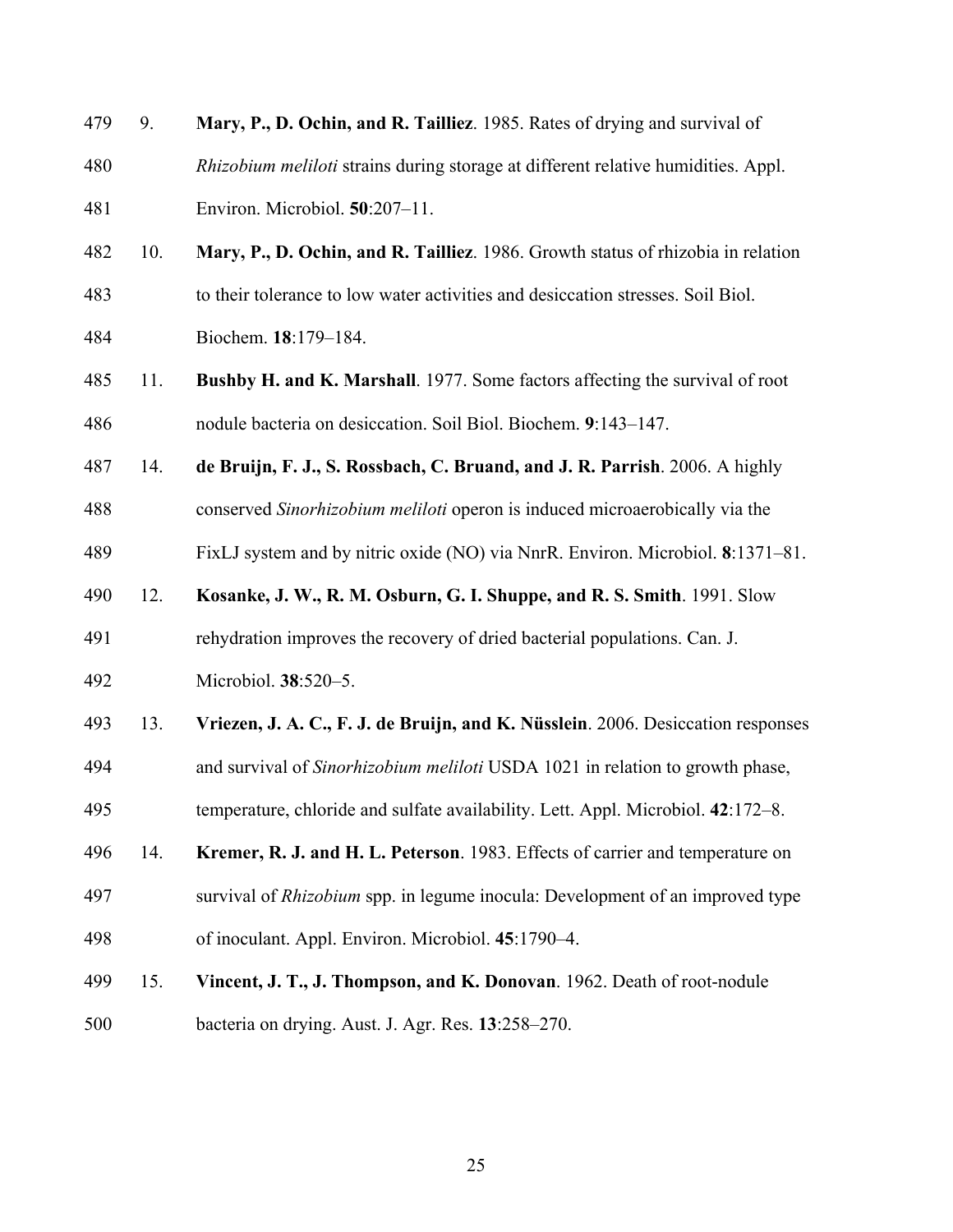9. **Mary, P., D. Ochin, and R. Tailliez**. 1985. Rates of drying and survival of *Rhizobium meliloti* strains during storage at different relative humidities. Appl. Environ. Microbiol. **50**:207–11.

10. **Mary, P., D. Ochin, and R. Tailliez**. 1986. Growth status of rhizobia in relation to their tolerance to low water activities and desiccation stresses. Soil Biol. Biochem. **18**:179–184.

11. **Bushby H. and K. Marshall**. 1977. Some factors affecting the survival of root nodule bacteria on desiccation. Soil Biol. Biochem. **9**:143–147.

14. **de Bruijn, F. J., S. Rossbach, C. Bruand, and J. R. Parrish**. 2006. A highly conserved *Sinorhizobium meliloti* operon is induced microaerobically via the FixLJ system and by nitric oxide (NO) via NnrR. Environ. Microbiol. **8**:1371–81.

12. **Kosanke, J. W., R. M. Osburn, G. I. Shuppe, and R. S. Smith**. 1991. Slow rehydration improves the recovery of dried bacterial populations. Can. J. Microbiol. **38**:520–5.

13. **Vriezen, J. A. C., F. J. de Bruijn, and K. Nüsslein**. 2006. Desiccation responses and survival of *Sinorhizobium meliloti* USDA 1021 in relation to growth phase, temperature, chloride and sulfate availability. Lett. Appl. Microbiol. **42**:172–8.

14. **Kremer, R. J. and H. L. Peterson**. 1983. Effects of carrier and temperature on survival of *Rhizobium* spp. in legume inocula: Development of an improved type of inoculant. Appl. Environ. Microbiol. **45**:1790–4.

15. **Vincent, J. T., J. Thompson, and K. Donovan**. 1962. Death of root-nodule bacteria on drying. Aust. J. Agr. Res. **13**:258–270.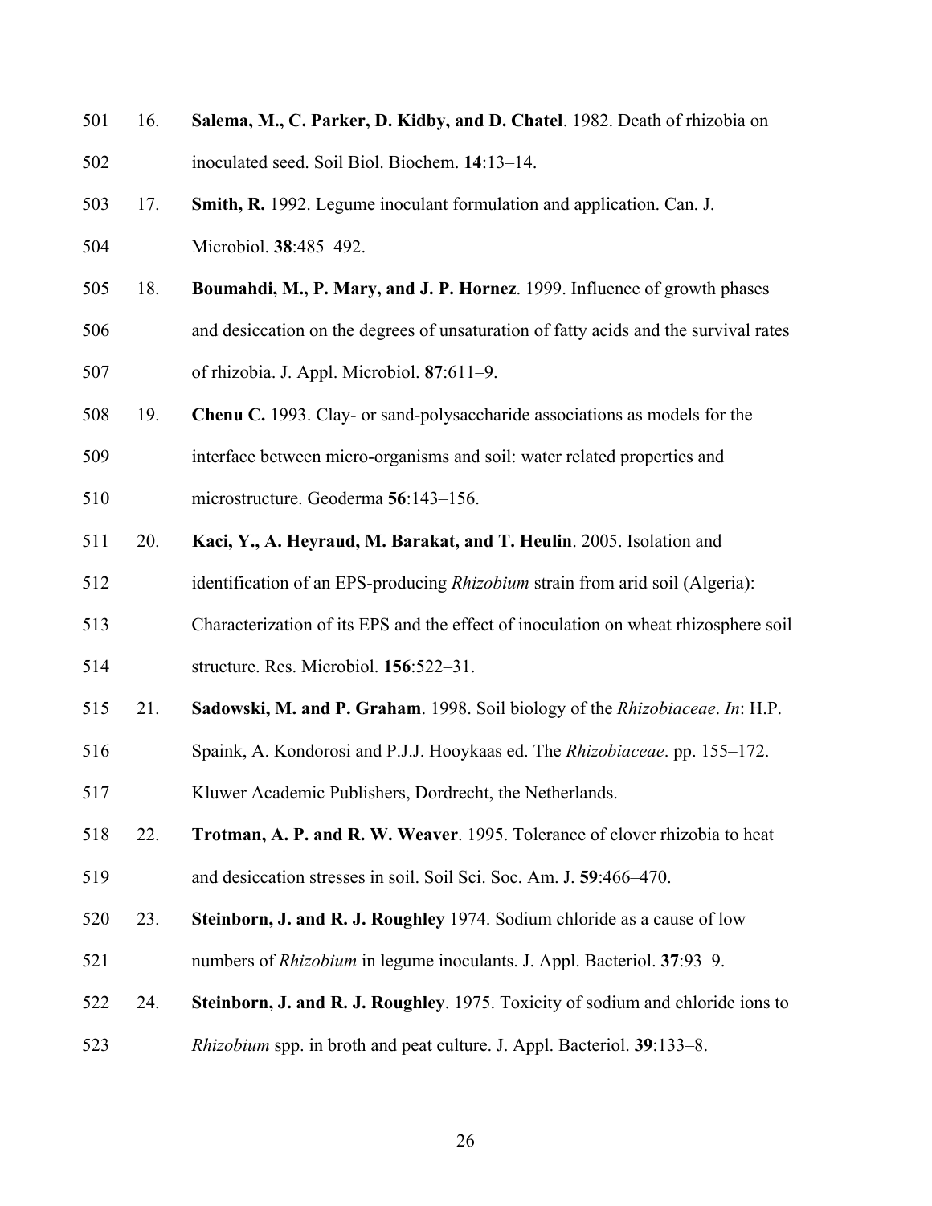16. **Salema, M., C. Parker, D. Kidby, and D. Chatel**. 1982. Death of rhizobia on inoculated seed. Soil Biol. Biochem. **14**:13–14.

17. **Smith, R.** 1992. Legume inoculant formulation and application. Can. J. Microbiol. **38**:485–492.

18. **Boumahdi, M., P. Mary, and J. P. Hornez**. 1999. Influence of growth phases and desiccation on the degrees of unsaturation of fatty acids and the survival rates of rhizobia. J. Appl. Microbiol. **87**:611–9.

19. **Chenu C.** 1993. Clay- or sand-polysaccharide associations as models for the interface between micro-organisms and soil: water related properties and microstructure. Geoderma **56**:143–156.

20. **Kaci, Y., A. Heyraud, M. Barakat, and T. Heulin**. 2005. Isolation and identification of an EPS-producing *Rhizobium* strain from arid soil (Algeria): Characterization of its EPS and the effect of inoculation on wheat rhizosphere soil structure. Res. Microbiol. **156**:522–31.

21. **Sadowski, M. and P. Graham**. 1998. Soil biology of the *Rhizobiaceae*. *In*: H.P. Spaink, A. Kondorosi and P.J.J. Hooykaas ed. The *Rhizobiaceae*. pp. 155–172. Kluwer Academic Publishers, Dordrecht, the Netherlands.

22. **Trotman, A. P. and R. W. Weaver**. 1995. Tolerance of clover rhizobia to heat and desiccation stresses in soil. Soil Sci. Soc. Am. J. **59**:466–470.

23. **Steinborn, J. and R. J. Roughley** 1974. Sodium chloride as a cause of low numbers of *Rhizobium* in legume inoculants. J. Appl. Bacteriol. **37**:93–9.

24. **Steinborn, J. and R. J. Roughley**. 1975. Toxicity of sodium and chloride ions to *Rhizobium* spp. in broth and peat culture. J. Appl. Bacteriol. **39**:133–8.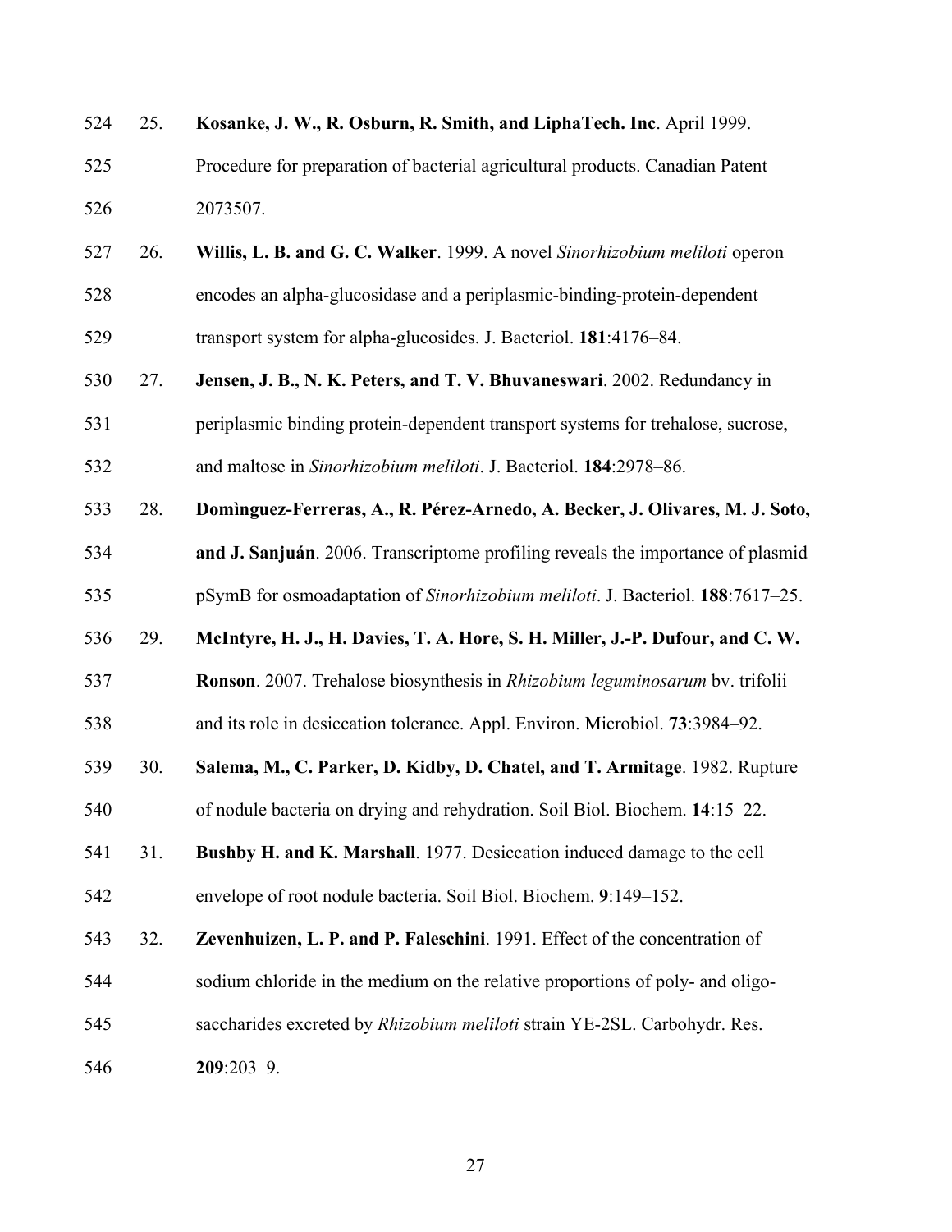25. **Kosanke, J. W., R. Osburn, R. Smith, and LiphaTech. Inc**. April 1999. Procedure for preparation of bacterial agricultural products. Canadian Patent 2073507.

26. **Willis, L. B. and G. C. Walker**. 1999. A novel *Sinorhizobium meliloti* operon encodes an alpha-glucosidase and a periplasmic-binding-protein-dependent transport system for alpha-glucosides. J. Bacteriol. **181**:4176–84.

27. **Jensen, J. B., N. K. Peters, and T. V. Bhuvaneswari**. 2002. Redundancy in periplasmic binding protein-dependent transport systems for trehalose, sucrose, and maltose in *Sinorhizobium meliloti*. J. Bacteriol. **184**:2978–86.

28. **Domìnguez-Ferreras, A., R. Pérez-Arnedo, A. Becker, J. Olivares, M. J. Soto, and J. Sanjuán**. 2006. Transcriptome profiling reveals the importance of plasmid pSymB for osmoadaptation of *Sinorhizobium meliloti*. J. Bacteriol. **188**:7617–25.

29. **McIntyre, H. J., H. Davies, T. A. Hore, S. H. Miller, J.-P. Dufour, and C. W. Ronson**. 2007. Trehalose biosynthesis in *Rhizobium leguminosarum* bv. trifolii and its role in desiccation tolerance. Appl. Environ. Microbiol. **73**:3984–92.

30. **Salema, M., C. Parker, D. Kidby, D. Chatel, and T. Armitage**. 1982. Rupture of nodule bacteria on drying and rehydration. Soil Biol. Biochem. **14**:15–22.

31. **Bushby H. and K. Marshall**. 1977. Desiccation induced damage to the cell envelope of root nodule bacteria. Soil Biol. Biochem. **9**:149–152.

32. **Zevenhuizen, L. P. and P. Faleschini**. 1991. Effect of the concentration of sodium chloride in the medium on the relative proportions of poly- and oligo-saccharides excreted by *Rhizobium meliloti* strain YE-2SL. Carbohydr. Res. **209**:203–9.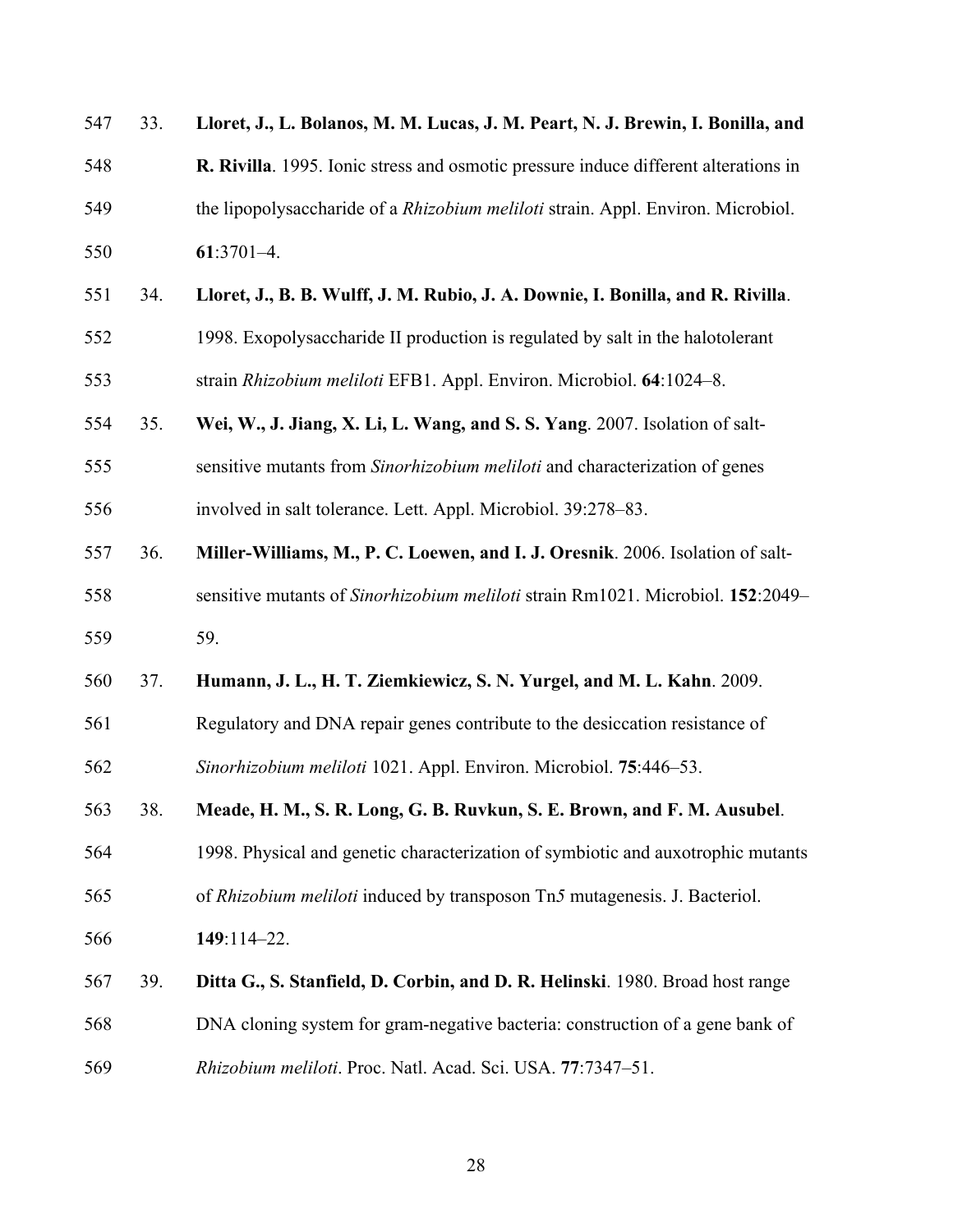33. **Lloret, J., L. Bolanos, M. M. Lucas, J. M. Peart, N. J. Brewin, I. Bonilla, and R. Rivilla**. 1995. Ionic stress and osmotic pressure induce different alterations in the lipopolysaccharide of a *Rhizobium meliloti* strain. Appl. Environ. Microbiol. **61**:3701–4.

34. **Lloret, J., B. B. Wulff, J. M. Rubio, J. A. Downie, I. Bonilla, and R. Rivilla**. 1998. Exopolysaccharide II production is regulated by salt in the halotolerant strain *Rhizobium meliloti* EFB1. Appl. Environ. Microbiol. **64**:1024–8.

35. **Wei, W., J. Jiang, X. Li, L. Wang, and S. S. Yang**. 2007. Isolation of salt-sensitive mutants from *Sinorhizobium meliloti* and characterization of genes involved in salt tolerance. Lett. Appl. Microbiol. 39:278–83.

36. **Miller-Williams, M., P. C. Loewen, and I. J. Oresnik**. 2006. Isolation of salt-sensitive mutants of *Sinorhizobium meliloti* strain Rm1021. Microbiol. **152**:2049–59.

37. **Humann, J. L., H. T. Ziemkiewicz, S. N. Yurgel, and M. L. Kahn**. 2009. Regulatory and DNA repair genes contribute to the desiccation resistance of *Sinorhizobium meliloti* 1021. Appl. Environ. Microbiol. **75**:446–53.

38. **Meade, H. M., S. R. Long, G. B. Ruvkun, S. E. Brown, and F. M. Ausubel**. 1998. Physical and genetic characterization of symbiotic and auxotrophic mutants of *Rhizobium meliloti* induced by transposon Tn*5* mutagenesis. J. Bacteriol. **149**:114–22.

39. **Ditta G., S. Stanfield, D. Corbin, and D. R. Helinski**. 1980. Broad host range DNA cloning system for gram-negative bacteria: construction of a gene bank of *Rhizobium meliloti*. Proc. Natl. Acad. Sci. USA. **77**:7347–51.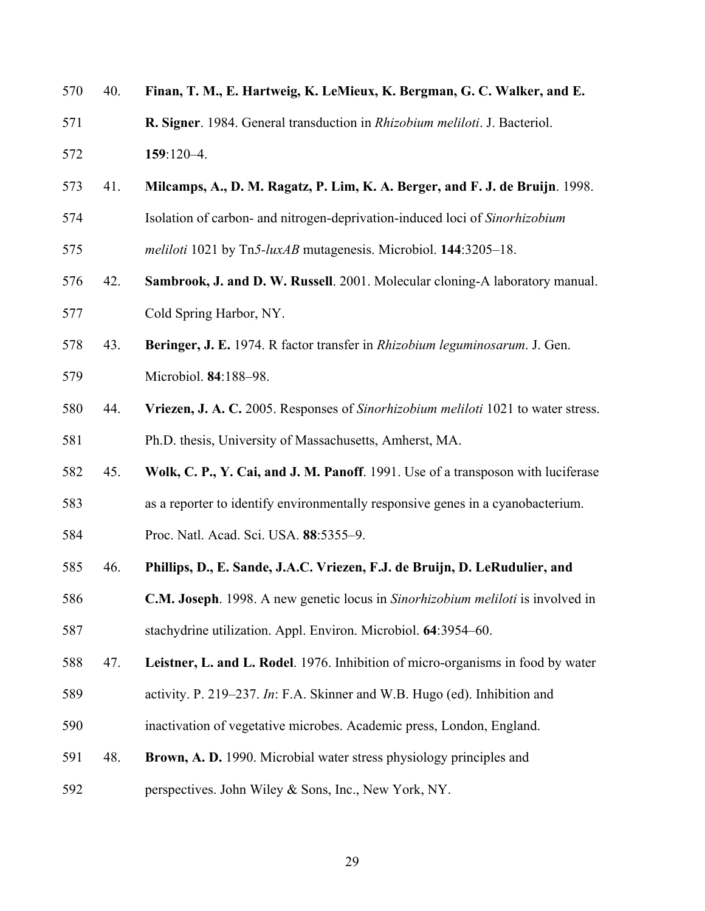40. **Finan, T. M., E. Hartweig, K. LeMieux, K. Bergman, G. C. Walker, and E. R. Signer**. 1984. General transduction in *Rhizobium meliloti*. J. Bacteriol. **159**:120–4.

41. **Milcamps, A., D. M. Ragatz, P. Lim, K. A. Berger, and F. J. de Bruijn**. 1998. Isolation of carbon- and nitrogen-deprivation-induced loci of *Sinorhizobium meliloti* 1021 by Tn*5*-*luxAB* mutagenesis. Microbiol. **144**:3205–18.

42. **Sambrook, J. and D. W. Russell**. 2001. Molecular cloning-A laboratory manual. Cold Spring Harbor, NY.

43. **Beringer, J. E.** 1974. R factor transfer in *Rhizobium leguminosarum*. J. Gen. Microbiol. **84**:188–98.

44. **Vriezen, J. A. C.** 2005. Responses of *Sinorhizobium meliloti* 1021 to water stress. Ph.D. thesis, University of Massachusetts, Amherst, MA.

45. **Wolk, C. P., Y. Cai, and J. M. Panoff**. 1991. Use of a transposon with luciferase as a reporter to identify environmentally responsive genes in a cyanobacterium. Proc. Natl. Acad. Sci. USA. **88**:5355–9.

46. **Phillips, D., E. Sande, J.A.C. Vriezen, F.J. de Bruijn, D. LeRudulier, and C.M. Joseph**. 1998. A new genetic locus in *Sinorhizobium meliloti* is involved in stachydrine utilization. Appl. Environ. Microbiol. **64**:3954–60.

47. **Leistner, L. and L. Rodel**. 1976. Inhibition of micro-organisms in food by water activity. P. 219–237. *In*: F.A. Skinner and W.B. Hugo (ed). Inhibition and inactivation of vegetative microbes. Academic press, London, England.

48. **Brown, A. D.** 1990. Microbial water stress physiology principles and perspectives. John Wiley & Sons, Inc., New York, NY.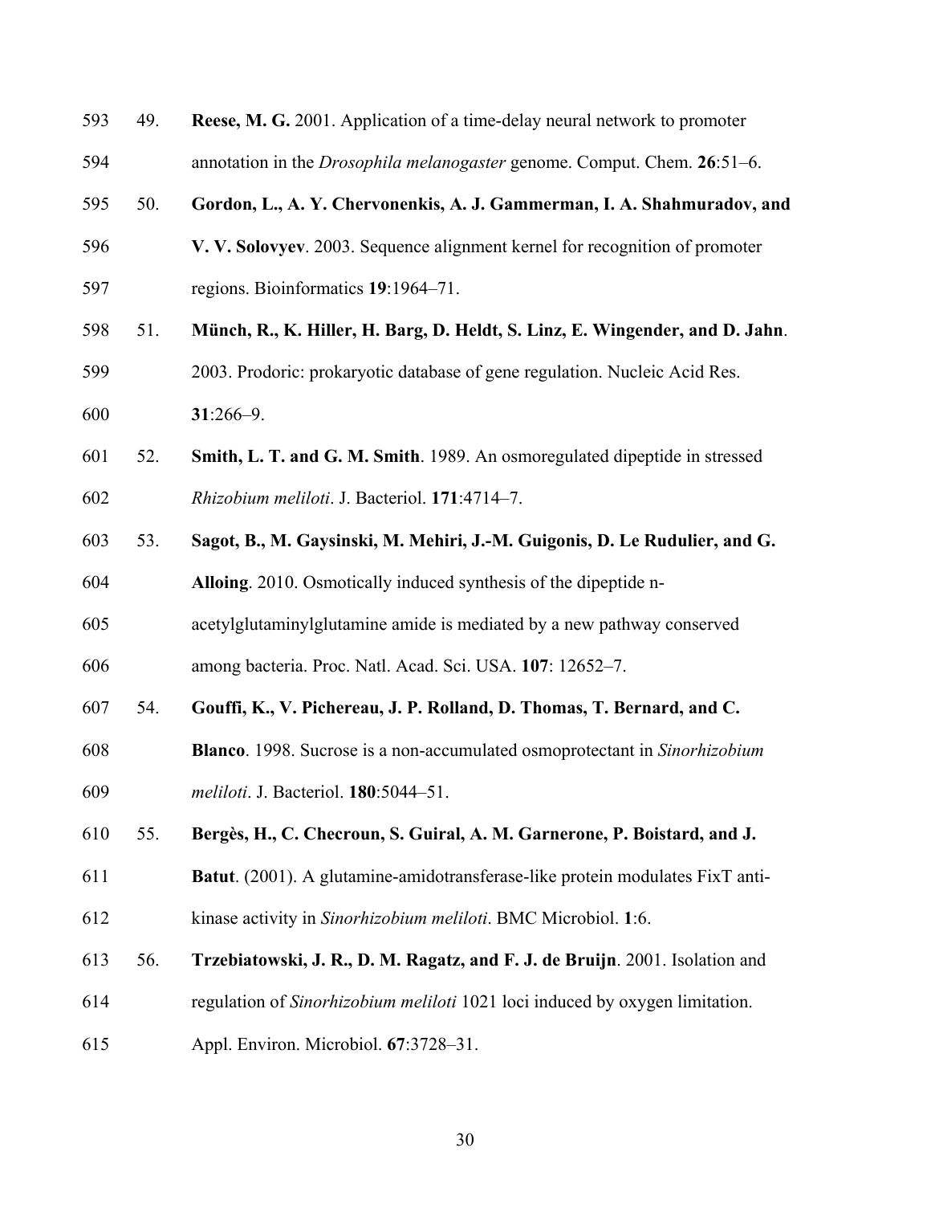49. **Reese, M. G.** 2001. Application of a time-delay neural network to promoter annotation in the *Drosophila melanogaster* genome. Comput. Chem. **26**:51–6.

50. **Gordon, L., A. Y. Chervonenkis, A. J. Gammerman, I. A. Shahmuradov, and V. V. Solovyev**. 2003. Sequence alignment kernel for recognition of promoter regions. Bioinformatics **19**:1964–71.

51. **Münch, R., K. Hiller, H. Barg, D. Heldt, S. Linz, E. Wingender, and D. Jahn**. 2003. Prodoric: prokaryotic database of gene regulation. Nucleic Acid Res. **31**:266–9.

52. **Smith, L. T. and G. M. Smith**. 1989. An osmoregulated dipeptide in stressed *Rhizobium meliloti*. J. Bacteriol. **171**:4714–7.

53. **Sagot, B., M. Gaysinski, M. Mehiri, J.-M. Guigonis, D. Le Rudulier, and G. Alloing**. 2010. Osmotically induced synthesis of the dipeptide n-acetylglutaminylglutamine amide is mediated by a new pathway conserved among bacteria. Proc. Natl. Acad. Sci. USA. **107**: 12652–7.

54. **Gouffi, K., V. Pichereau, J. P. Rolland, D. Thomas, T. Bernard, and C. Blanco**. 1998. Sucrose is a non-accumulated osmoprotectant in *Sinorhizobium meliloti*. J. Bacteriol. **180**:5044–51.

55. **Bergès, H., C. Checroun, S. Guiral, A. M. Garnerone, P. Boistard, and J. Batut**. (2001). A glutamine-amidotransferase-like protein modulates FixT anti-kinase activity in *Sinorhizobium meliloti*. BMC Microbiol. **1**:6.

56. **Trzebiatowski, J. R., D. M. Ragatz, and F. J. de Bruijn**. 2001. Isolation and regulation of *Sinorhizobium meliloti* 1021 loci induced by oxygen limitation. Appl. Environ. Microbiol. **67**:3728–31.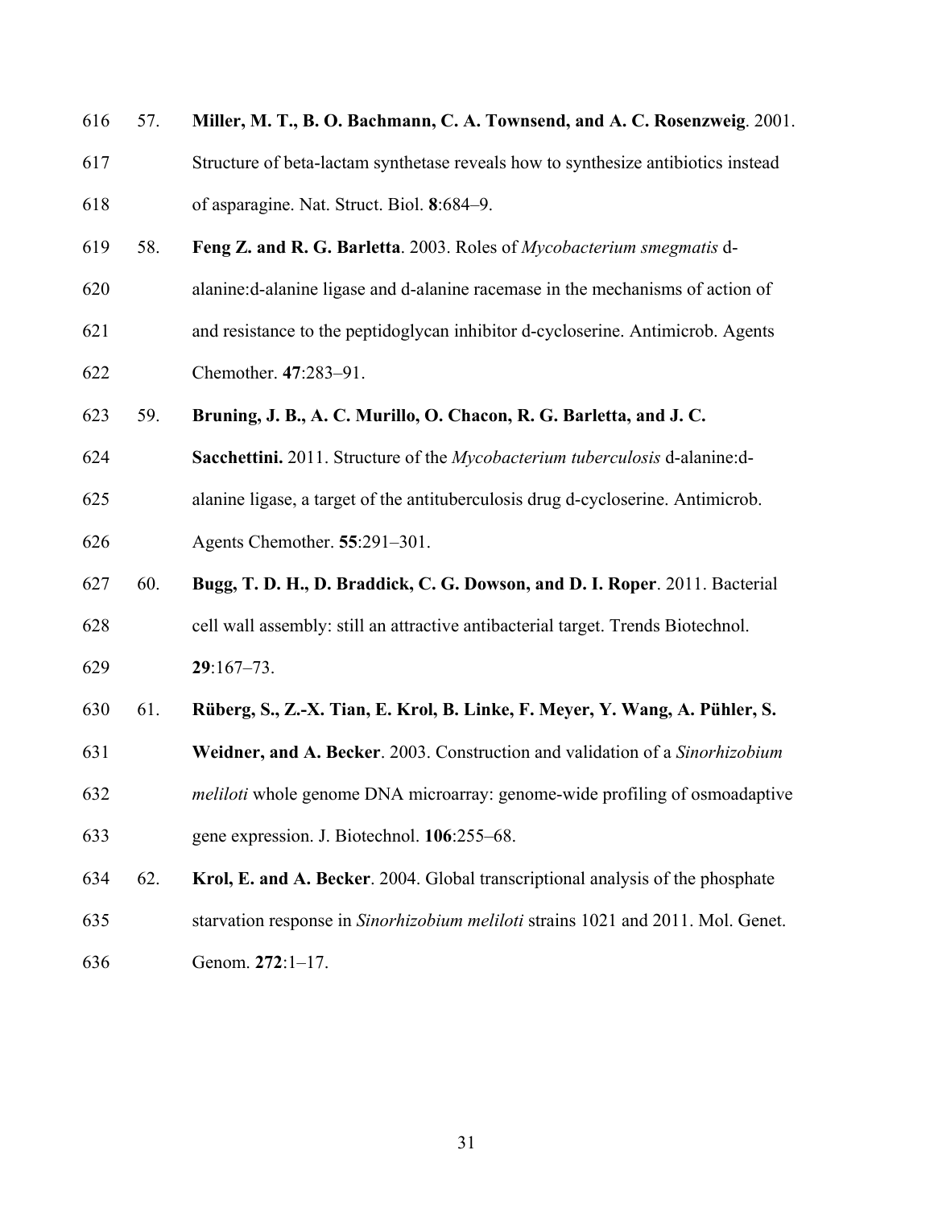57. **Miller, M. T., B. O. Bachmann, C. A. Townsend, and A. C. Rosenzweig**. 2001. Structure of beta-lactam synthetase reveals how to synthesize antibiotics instead of asparagine. Nat. Struct. Biol. **8**:684–9.

58. **Feng Z. and R. G. Barletta**. 2003. Roles of *Mycobacterium smegmatis* d-alanine:d-alanine ligase and d-alanine racemase in the mechanisms of action of and resistance to the peptidoglycan inhibitor d-cycloserine. Antimicrob. Agents Chemother. **47**:283–91.

59. **Bruning, J. B., A. C. Murillo, O. Chacon, R. G. Barletta, and J. C. Sacchettini.** 2011. Structure of the *Mycobacterium tuberculosis* d-alanine:d-alanine ligase, a target of the antituberculosis drug d-cycloserine. Antimicrob. Agents Chemother. **55**:291–301.

60. **Bugg, T. D. H., D. Braddick, C. G. Dowson, and D. I. Roper**. 2011. Bacterial cell wall assembly: still an attractive antibacterial target. Trends Biotechnol. **29**:167–73.

61. **Rüberg, S., Z.-X. Tian, E. Krol, B. Linke, F. Meyer, Y. Wang, A. Pühler, S. Weidner, and A. Becker**. 2003. Construction and validation of a *Sinorhizobium meliloti* whole genome DNA microarray: genome-wide profiling of osmoadaptive gene expression. J. Biotechnol. **106**:255–68.

62. **Krol, E. and A. Becker**. 2004. Global transcriptional analysis of the phosphate starvation response in *Sinorhizobium meliloti* strains 1021 and 2011. Mol. Genet. Genom. **272**:1–17.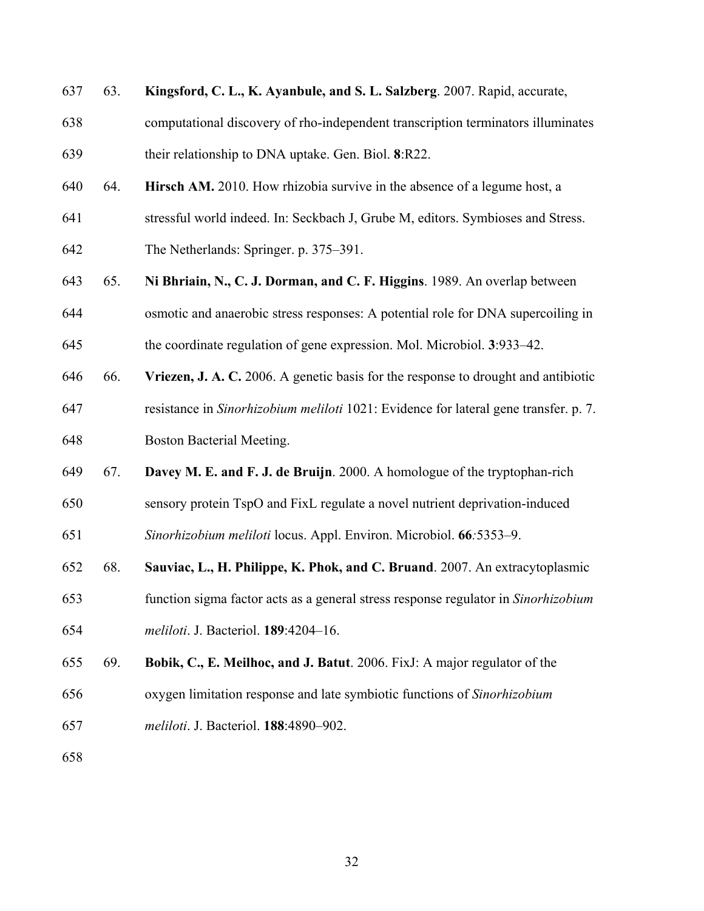63. **Kingsford, C. L., K. Ayanbule, and S. L. Salzberg**. 2007. Rapid, accurate, computational discovery of rho-independent transcription terminators illuminates their relationship to DNA uptake. Gen. Biol. **8**:R22.

64. **Hirsch AM.** 2010. How rhizobia survive in the absence of a legume host, a stressful world indeed. In: Seckbach J, Grube M, editors. Symbioses and Stress. The Netherlands: Springer. p. 375–391.

65. **Ni Bhriain, N., C. J. Dorman, and C. F. Higgins**. 1989. An overlap between osmotic and anaerobic stress responses: A potential role for DNA supercoiling in the coordinate regulation of gene expression. Mol. Microbiol. **3**:933–42.

66. **Vriezen, J. A. C.** 2006. A genetic basis for the response to drought and antibiotic resistance in *Sinorhizobium meliloti* 1021: Evidence for lateral gene transfer. p. 7. Boston Bacterial Meeting.

67. **Davey M. E. and F. J. de Bruijn**. 2000. A homologue of the tryptophan-rich sensory protein TspO and FixL regulate a novel nutrient deprivation-induced *Sinorhizobium meliloti* locus. Appl. Environ. Microbiol. **66***:*5353–9.

68. **Sauviac, L., H. Philippe, K. Phok, and C. Bruand**. 2007. An extracytoplasmic function sigma factor acts as a general stress response regulator in *Sinorhizobium meliloti*. J. Bacteriol. **189**:4204–16.

69. **Bobik, C., E. Meilhoc, and J. Batut**. 2006. FixJ: A major regulator of the oxygen limitation response and late symbiotic functions of *Sinorhizobium meliloti*. J. Bacteriol. **188**:4890–902.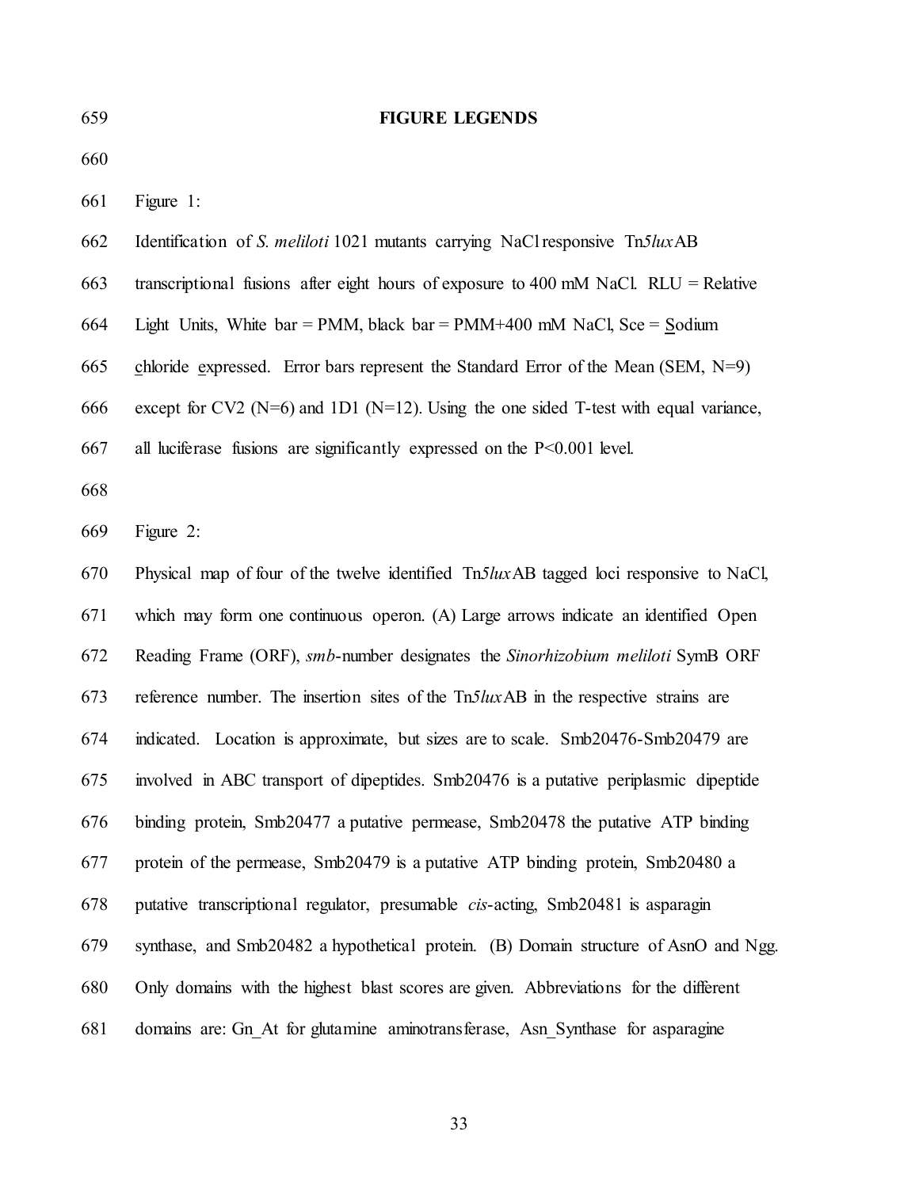## FIGURE LEGENDS

Figure 1:

Identification of *S. meliloti* 1021 mutants carrying NaCl responsive Tn*5lux*AB transcriptional fusions after eight hours of exposure to 400 mM NaCl. RLU = Relative Light Units, White bar = PMM, black bar = PMM+400 mM NaCl, Sce = Sodium chloride expressed. Error bars represent the Standard Error of the Mean (SEM, N=9) except for CV2 (N=6) and 1D1 (N=12). Using the one sided T-test with equal variance, all luciferase fusions are significantly expressed on the P<0.001 level.

Figure 2:

Physical map of four of the twelve identified Tn*5lux*AB tagged loci responsive to NaCl, which may form one continuous operon. (A) Large arrows indicate an identified Open Reading Frame (ORF), *smb*-number designates the *Sinorhizobium meliloti* SymB ORF reference number. The insertion sites of the Tn*5lux*AB in the respective strains are indicated. Location is approximate, but sizes are to scale. Smb20476-Smb20479 are involved in ABC transport of dipeptides. Smb20476 is a putative periplasmic dipeptide binding protein, Smb20477 a putative permease, Smb20478 the putative ATP binding protein of the permease, Smb20479 is a putative ATP binding protein, Smb20480 a putative transcriptional regulator, presumable *cis*-acting, Smb20481 is asparagin synthase, and Smb20482 a hypothetical protein. (B) Domain structure of AsnO and Ngg. Only domains with the highest blast scores are given. Abbreviations for the different domains are: Gn_At for glutamine aminotransferase, Asn_Synthase for asparagine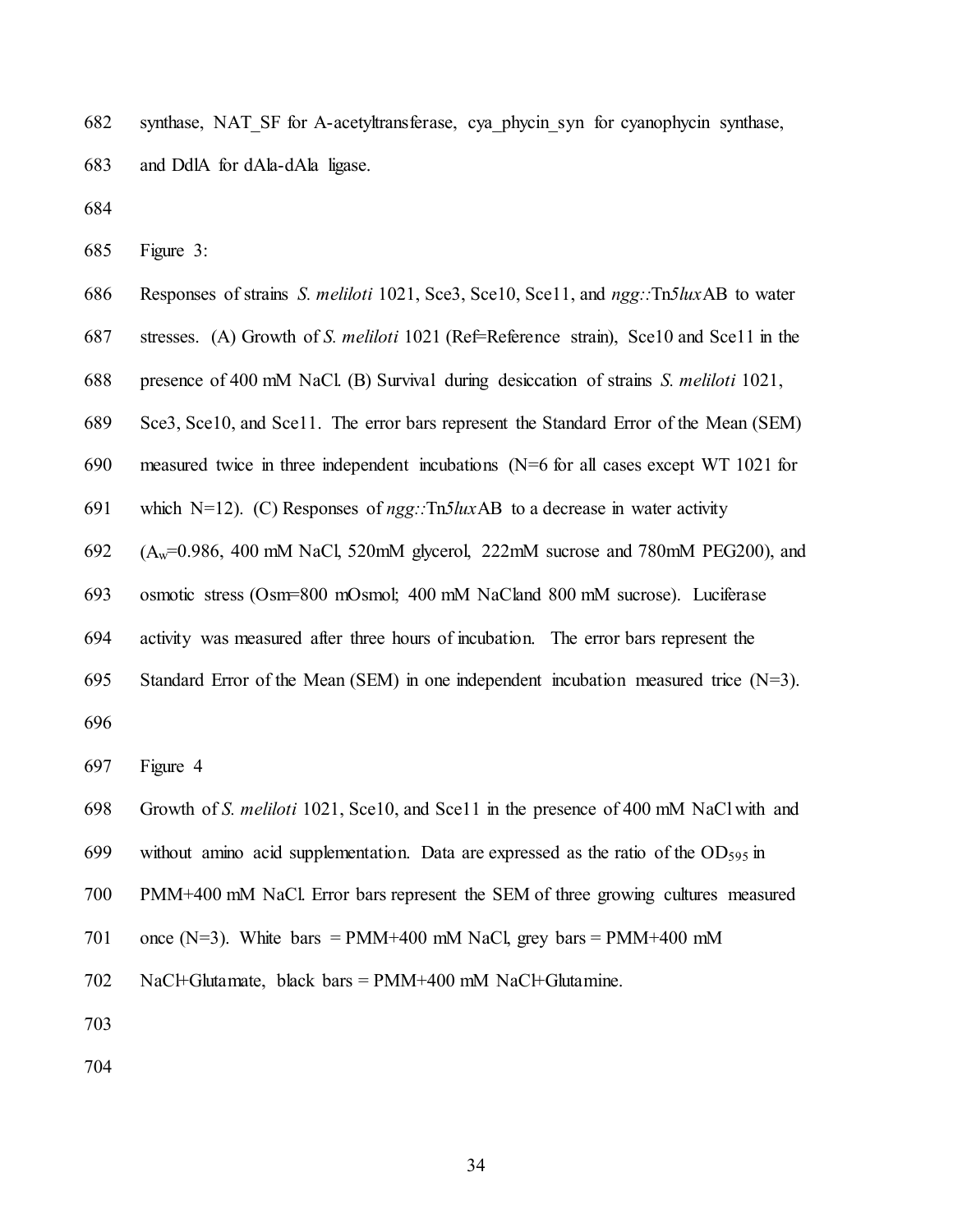synthase, NAT_SF for A-acetyltransferase, cya_phycin_syn for cyanophycin synthase, and DdlA for dAla-dAla ligase.

Figure 3:

Responses of strains *S. meliloti* 1021, Sce3, Sce10, Sce11, and *ngg::*Tn*5lux*AB to water stresses. (A) Growth of *S. meliloti* 1021 (Ref=Reference strain), Sce10 and Sce11 in the presence of 400 mM NaCl. (B) Survival during desiccation of strains *S. meliloti* 1021, Sce3, Sce10, and Sce11. The error bars represent the Standard Error of the Mean (SEM) measured twice in three independent incubations (N=6 for all cases except WT 1021 for which N=12). (C) Responses of *ngg::*Tn*5lux*AB to a decrease in water activity ($A_w$=0.986, 400 mM NaCl, 520mM glycerol, 222mM sucrose and 780mM PEG200), and osmotic stress (Osm=800 mOsmol; 400 mM NaCland 800 mM sucrose). Luciferase activity was measured after three hours of incubation. The error bars represent the Standard Error of the Mean (SEM) in one independent incubation measured trice (N=3).

Figure 4

Growth of *S. meliloti* 1021, Sce10, and Sce11 in the presence of 400 mM NaCl with and without amino acid supplementation. Data are expressed as the ratio of the $OD_{595}$ in PMM+400 mM NaCl. Error bars represent the SEM of three growing cultures measured once (N=3). White bars = PMM+400 mM NaCl, grey bars = PMM+400 mM NaCl+Glutamate, black bars = PMM+400 mM NaCl+Glutamine.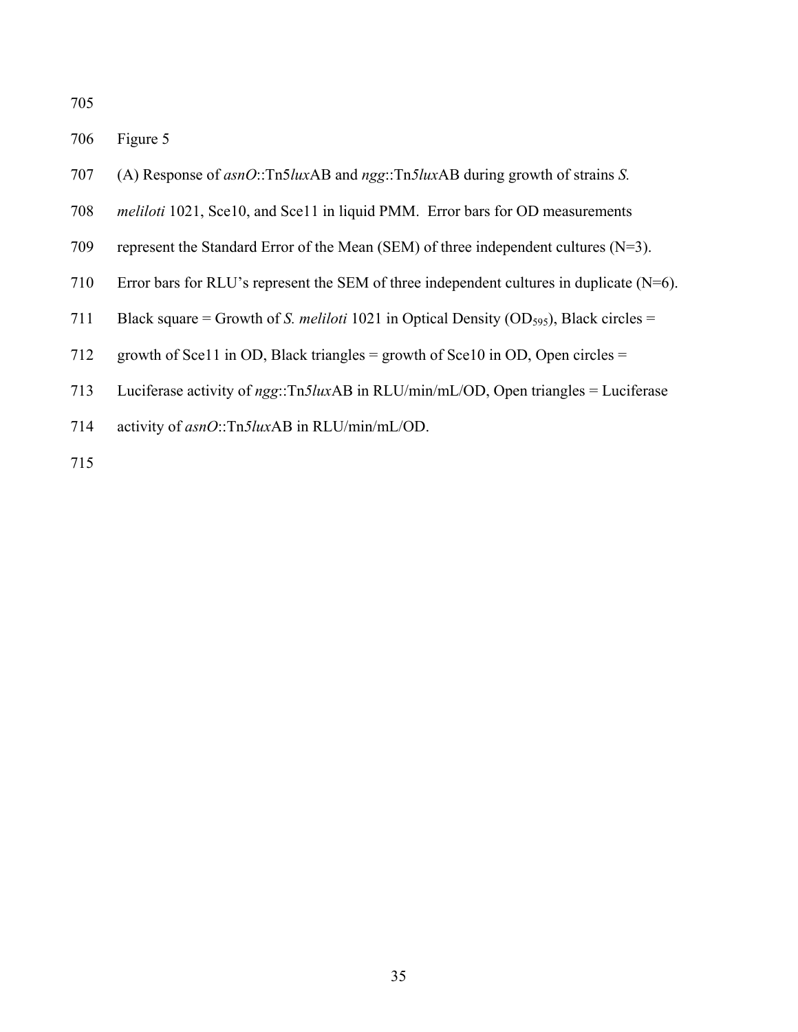Figure 5

(A) Response of *asnO*::Tn5*lux*AB and *ngg*::Tn*5lux*AB during growth of strains *S. meliloti* 1021, Sce10, and Sce11 in liquid PMM. Error bars for OD measurements represent the Standard Error of the Mean (SEM) of three independent cultures (N=3). Error bars for RLU's represent the SEM of three independent cultures in duplicate (N=6). Black square = Growth of *S. meliloti* 1021 in Optical Density ($OD_{595}$), Black circles = growth of Sce11 in OD, Black triangles = growth of Sce10 in OD, Open circles = Luciferase activity of *ngg*::Tn*5lux*AB in RLU/min/mL/OD, Open triangles = Luciferase activity of *asnO*::Tn*5lux*AB in RLU/min/mL/OD.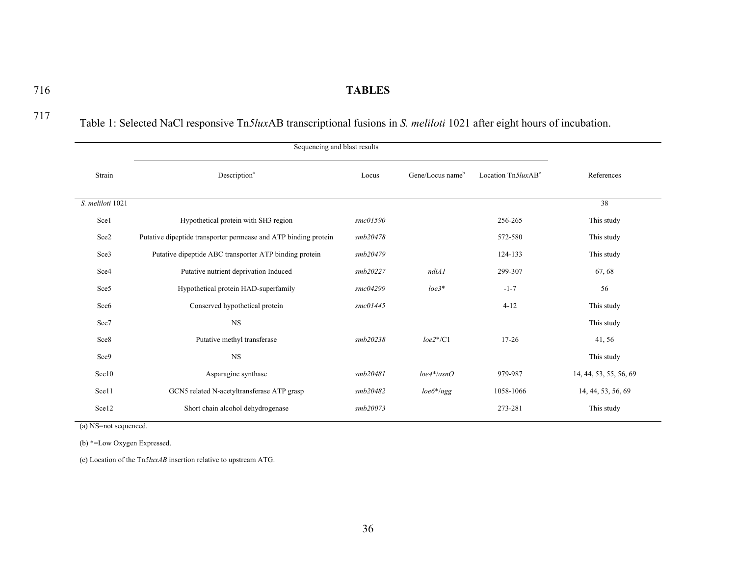# TABLES

Table 1: Selected NaCl responsive Tn*5lux*AB transcriptional fusions in *S. meliloti* 1021 after eight hours of incubation.

| Strain | Sequencing and blast results | | | | References |
|---|---|---|---|---|---|
| | Description[a] | Locus | Gene/Locus name[b] | Location Tn*5lux*AB[c] | |
| *S. meliloti* 1021 | | | | | 38 |
| Sce1 | Hypothetical protein with SH3 region | *smc01590* | | 256-265 | This study |
| Sce2 | Putative dipeptide transporter permease and ATP binding protein | *smb20478* | | 572-580 | This study |
| Sce3 | Putative dipeptide ABC transporter ATP binding protein | *smb20479* | | 124-133 | This study |
| Sce4 | Putative nutrient deprivation Induced | *smb20227* | *ndiA1* | 299-307 | 67, 68 |
| Sce5 | Hypothetical protein HAD-superfamily | *smc04299* | *loe3** | -1-7 | 56 |
| Sce6 | Conserved hypothetical protein | *smc01445* | | 4-12 | This study |
| Sce7 | NS | | | | This study |
| Sce8 | Putative methyl transferase | *smb20238* | *loe2**/C1 | 17-26 | 41, 56 |
| Sce9 | NS | | | | This study |
| Sce10 | Asparagine synthase | *smb20481* | *loe4**/*asnO* | 979-987 | 14, 44, 53, 55, 56, 69 |
| Sce11 | GCN5 related N-acetyltransferase ATP grasp | *smb20482* | *loe6**/*ngg* | 1058-1066 | 14, 44, 53, 56, 69 |
| Sce12 | Short chain alcohol dehydrogenase | *smb20073* | | 273-281 | This study |

(a) NS=not sequenced.

(b) *=Low Oxygen Expressed.

(c) Location of the Tn*5luxAB* insertion relative to upstream ATG.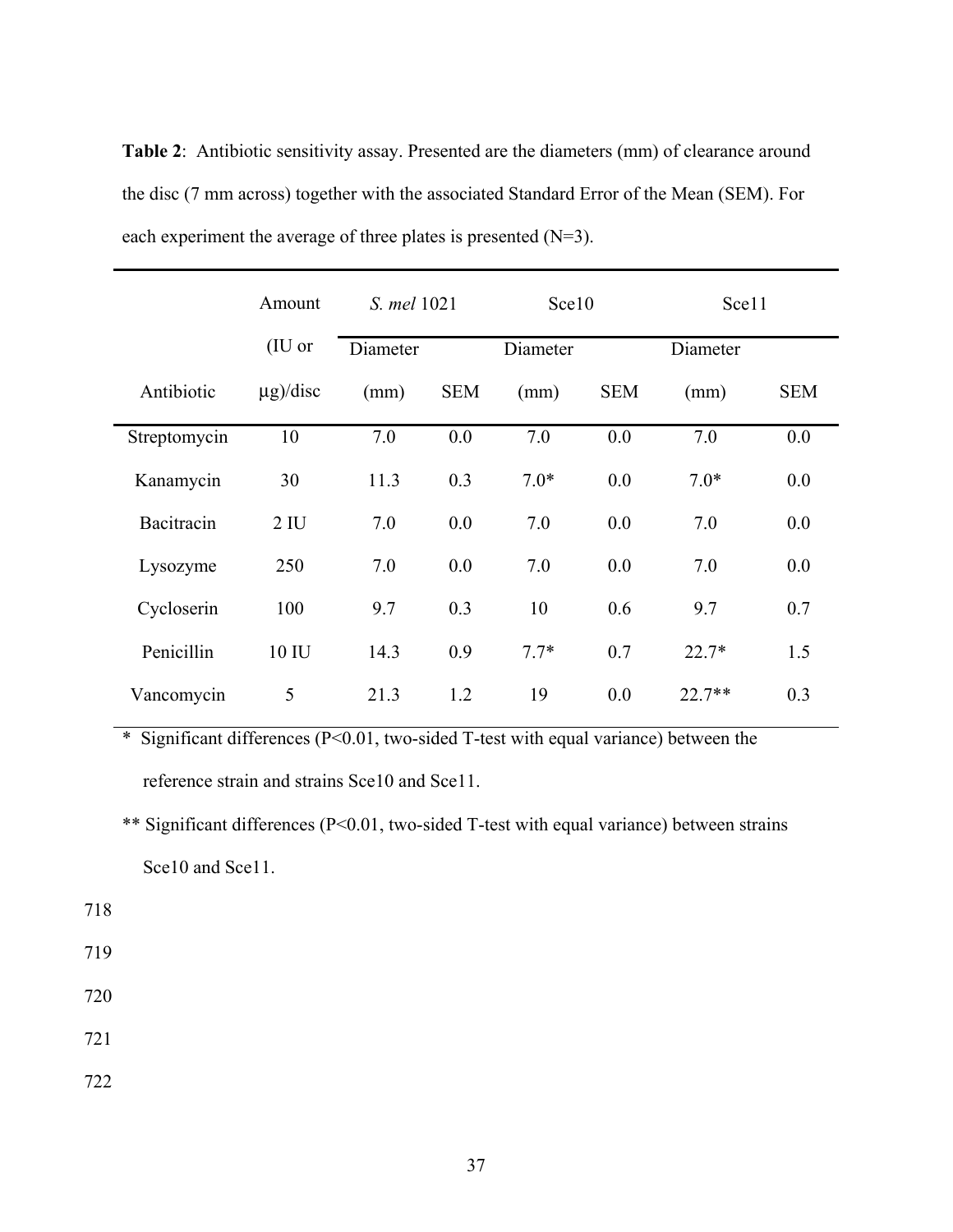**Table 2**: Antibiotic sensitivity assay. Presented are the diameters (mm) of clearance around the disc (7 mm across) together with the associated Standard Error of the Mean (SEM). For each experiment the average of three plates is presented (N=3).

| Antibiotic | Amount (IU or μg)/disc | *S. mel* 1021 | | Sce10 | | Sce11 | |
|---|---|---|---|---|---|---|---|
| | | Diameter (mm) | SEM | Diameter (mm) | SEM | Diameter (mm) | SEM |
| Streptomycin | 10 | 7.0 | 0.0 | 7.0 | 0.0 | 7.0 | 0.0 |
| Kanamycin | 30 | 11.3 | 0.3 | 7.0* | 0.0 | 7.0* | 0.0 |
| Bacitracin | 2 IU | 7.0 | 0.0 | 7.0 | 0.0 | 7.0 | 0.0 |
| Lysozyme | 250 | 7.0 | 0.0 | 7.0 | 0.0 | 7.0 | 0.0 |
| Cycloserin | 100 | 9.7 | 0.3 | 10 | 0.6 | 9.7 | 0.7 |
| Penicillin | 10 IU | 14.3 | 0.9 | 7.7* | 0.7 | 22.7* | 1.5 |
| Vancomycin | 5 | 21.3 | 1.2 | 19 | 0.0 | 22.7** | 0.3 |

\* Significant differences ($P<0.01$, two-sided T-test with equal variance) between the reference strain and strains Sce10 and Sce11.

\*\* Significant differences ($P<0.01$, two-sided T-test with equal variance) between strains Sce10 and Sce11.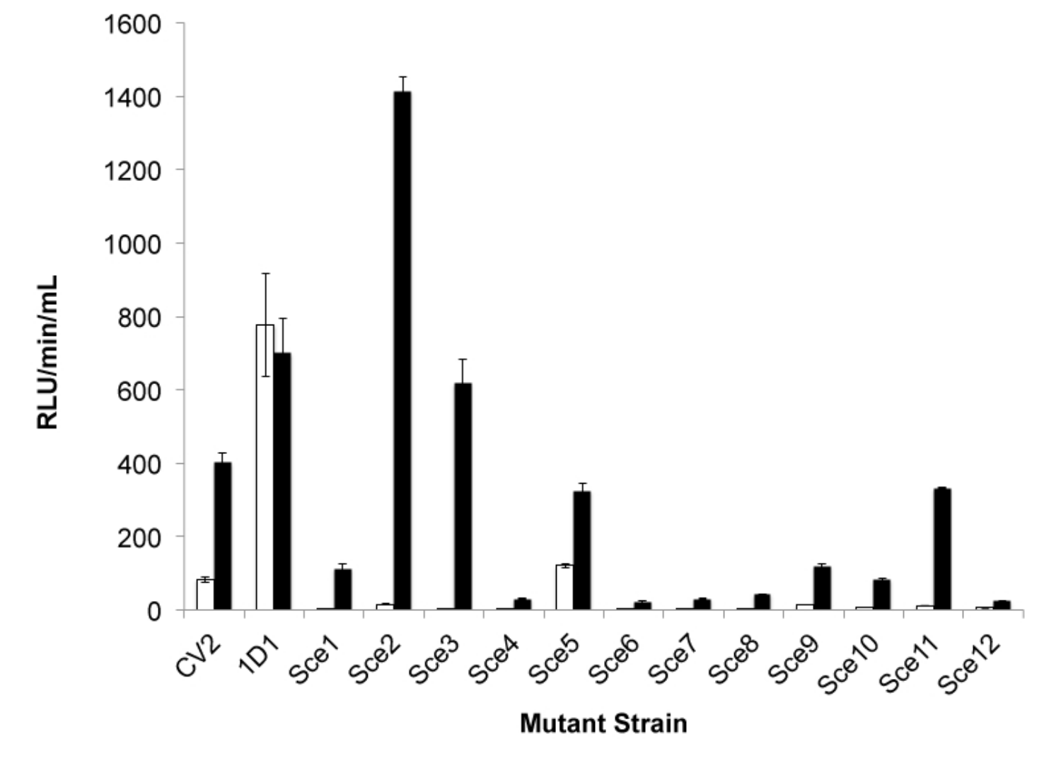RLU/min/mL

0
200
400
600
800
1000
1200
1400
1600

CV2
1D1
Sce1
Sce2
Sce3
Sce4
Sce5
Sce6
Sce7
Sce8
Sce9
Sce10
Sce11
Sce12

**Mutant Strain**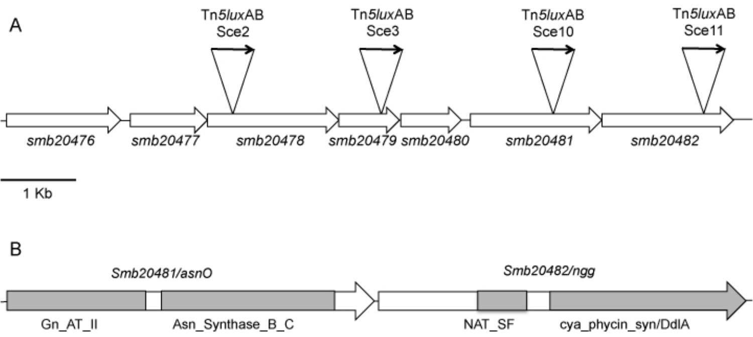A

Tn*5lux*AB Sce2

Tn*5lux*AB Sce3

Tn*5lux*AB Sce10

Tn*5lux*AB Sce11

*smb20476* *smb20477* *smb20478* *smb20479* *smb20480* *smb20481* *smb20482*

1 Kb

B

*Smb20481/asnO*

*Smb20482/ngg*

Gn_AT_II Asn_Synthase_B_C NAT_SF cya_phycin_syn/DdlA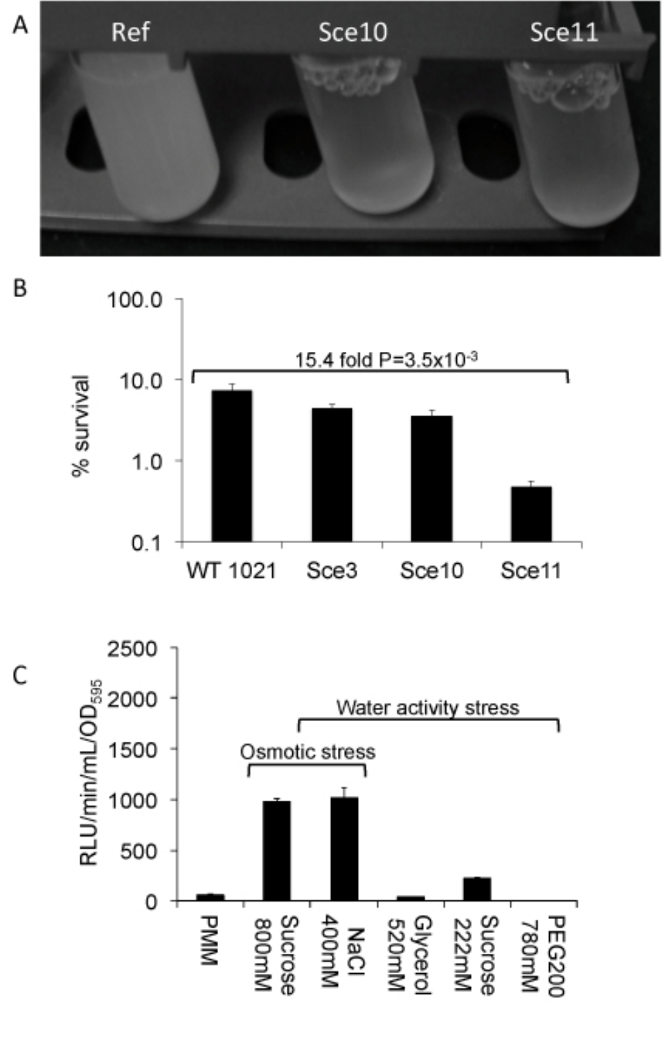A

Ref Sce10 Sce11

B

% survival

15.4 fold $P=3.5 \times 10^{-3}$

WT 1021 Sce3 Sce10 Sce11

C

RLU/min/mL/$OD_{595}$

Water activity stress

Osmotic stress

PMM

Sucrose 800mM

NaCl 400mM

Glycerol 520mM

Sucrose 222mM

PEG200 780mM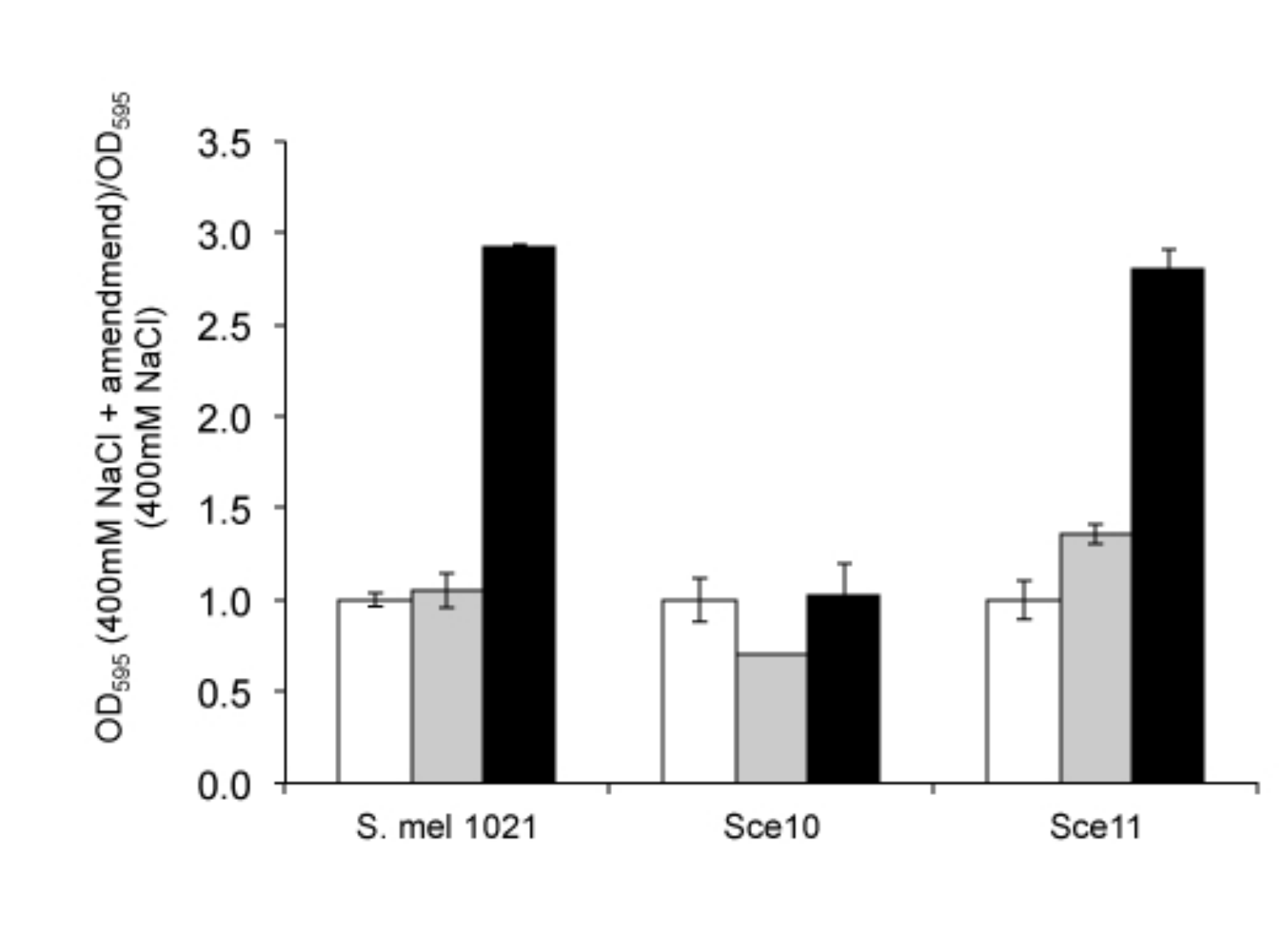$OD_{595}$ (400mM NaCl + amendmend)/$OD_{595}$ (400mM NaCl)

3.5
3.0
2.5
2.0
1.5
1.0
0.5
0.0

S. mel 1021 | Sce10 | Sce11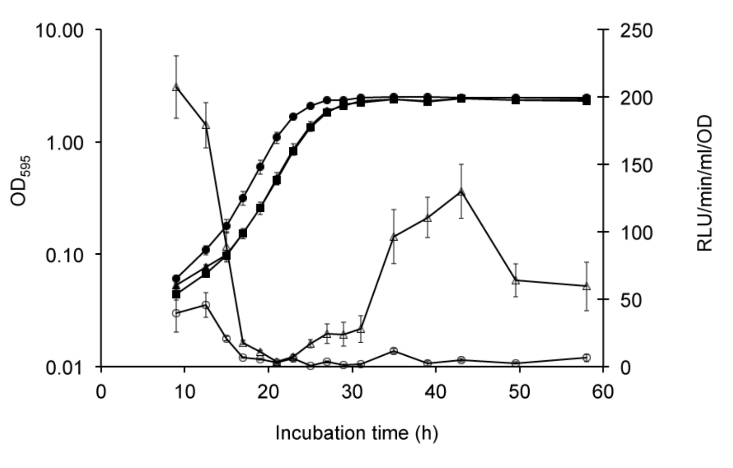10.00

1.00

0.10

0.01

$OD_{595}$

0 10 20 30 40 50 60

Incubation time (h)

250

200

150

100

50

0

RLU/min/ml/OD